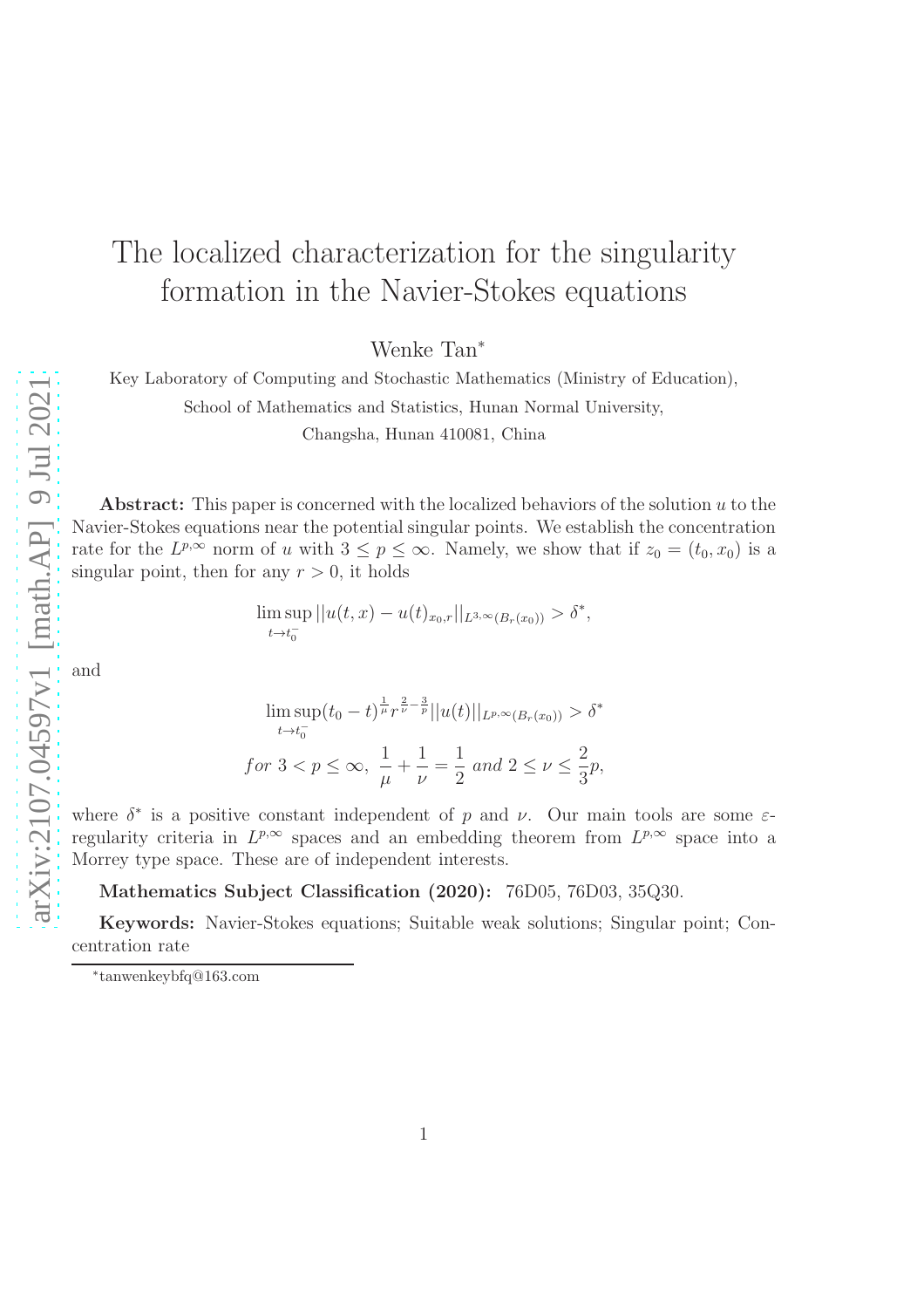# The localized characterization for the singularity formation in the Navier-Stokes equations

Wenke Tan[*]

Key Laboratory of Computing and Stochastic Mathematics (Ministry of Education),

School of Mathematics and Statistics, Hunan Normal University,

Changsha, Hunan 410081, China

**Abstract:** This paper is concerned with the localized behaviors of the solution $u$ to the Navier-Stokes equations near the potential singular points. We establish the concentration rate for the $L^{p,\infty}$ norm of $u$ with $3 \leq p \leq \infty$. Namely, we show that if $z_0 = (t_0, x_0)$ is a singular point, then for any $r > 0$, it holds

$$\limsup_{t \to t_0^-} ||u(t,x) - u(t)_{x_0,r}||_{L^{3,\infty}(B_r(x_0))} > \delta^*,$$

and

$$\limsup_{t \to t_0^-} (t_0 - t)^{\frac{1}{\mu}} r^{\frac{2}{\nu} - \frac{3}{p}} ||u(t)||_{L^{p,\infty}(B_r(x_0))} > \delta^*$$

$$for\ 3 < p \leq \infty,\ \frac{1}{\mu} + \frac{1}{\nu} = \frac{1}{2}\ and\ 2 \leq \nu \leq \frac{2}{3}p,$$

where $\delta^*$ is a positive constant independent of $p$ and $\nu$. Our main tools are some $\varepsilon$-regularity criteria in $L^{p,\infty}$ spaces and an embedding theorem from $L^{p,\infty}$ space into a Morrey type space. These are of independent interests.

**Mathematics Subject Classification (2020):** 76D05, 76D03, 35Q30.

**Keywords:** Navier-Stokes equations; Suitable weak solutions; Singular point; Concentration rate

[*] tanwenkeybfq@163.com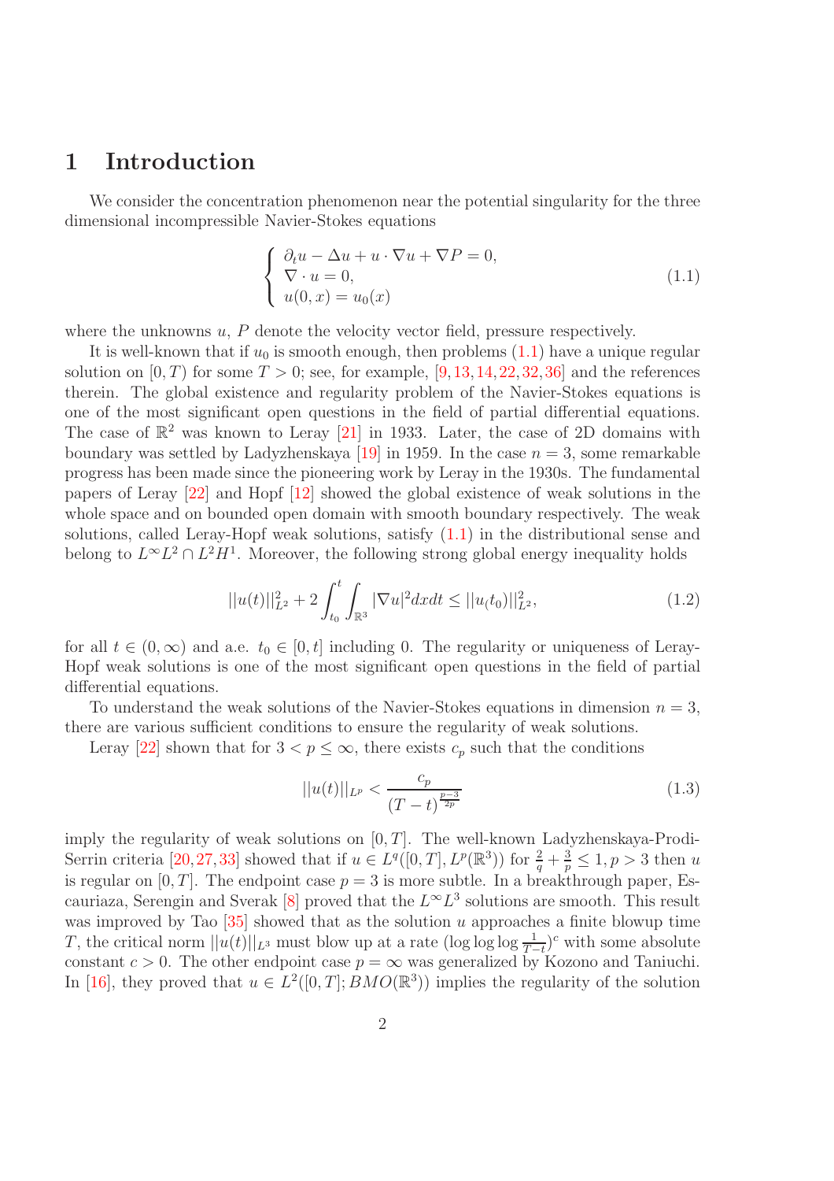# 1 Introduction

We consider the concentration phenomenon near the potential singularity for the three dimensional incompressible Navier-Stokes equations

$$
\left\{\begin{array}{l}
\partial_t u - \Delta u + u \cdot \nabla u + \nabla P = 0, \\
\nabla \cdot u = 0, \\
u(0,x) = u_0(x)
\end{array}\right. \tag{1.1}
$$

where the unknowns $u$, $P$ denote the velocity vector field, pressure respectively.

It is well-known that if $u_0$ is smooth enough, then problems (1.1) have a unique regular solution on $[0,T)$ for some $T>0$; see, for example, [9,13,14,22,32,36] and the references therein. The global existence and regularity problem of the Navier-Stokes equations is one of the most significant open questions in the field of partial differential equations. The case of $\mathbb{R}^2$ was known to Leray [21] in 1933. Later, the case of 2D domains with boundary was settled by Ladyzhenskaya [19] in 1959. In the case $n=3$, some remarkable progress has been made since the pioneering work by Leray in the 1930s. The fundamental papers of Leray [22] and Hopf [12] showed the global existence of weak solutions in the whole space and on bounded open domain with smooth boundary respectively. The weak solutions, called Leray-Hopf weak solutions, satisfy (1.1) in the distributional sense and belong to $L^\infty L^2 \cap L^2 H^1$. Moreover, the following strong global energy inequality holds

$$
||u(t)||^2_{L^2} + 2\int_{t_0}^t \int_{\mathbb{R}^3} |\nabla u|^2 dx dt \leq ||u_(t_0)||^2_{L^2}, \tag{1.2}
$$

for all $t \in (0,\infty)$ and a.e. $t_0 \in [0,t]$ including 0. The regularity or uniqueness of Leray-Hopf weak solutions is one of the most significant open questions in the field of partial differential equations.

To understand the weak solutions of the Navier-Stokes equations in dimension $n=3$, there are various sufficient conditions to ensure the regularity of weak solutions.

Leray [22] shown that for $3 < p \leq \infty$, there exists $c_p$ such that the conditions

$$
||u(t)||_{L^p} < \frac{c_p}{(T-t)^{\frac{p-3}{2p}}} \tag{1.3}
$$

imply the regularity of weak solutions on $[0,T]$. The well-known Ladyzhenskaya-Prodi-Serrin criteria [20,27,33] showed that if $u \in L^q([0,T], L^p(\mathbb{R}^3))$ for $\frac{2}{q}+\frac{3}{p} \leq 1, p>3$ then $u$ is regular on $[0,T]$. The endpoint case $p=3$ is more subtle. In a breakthrough paper, Escauriaza, Serengin and Sverak [8] proved that the $L^\infty L^3$ solutions are smooth. This result was improved by Tao [35] showed that as the solution $u$ approaches a finite blowup time $T$, the critical norm $||u(t)||_{L^3}$ must blow up at a rate $(\log\log\log \frac{1}{T-t})^c$ with some absolute constant $c>0$. The other endpoint case $p=\infty$ was generalized by Kozono and Taniuchi. In [16], they proved that $u \in L^2([0,T]; BMO(\mathbb{R}^3))$ implies the regularity of the solution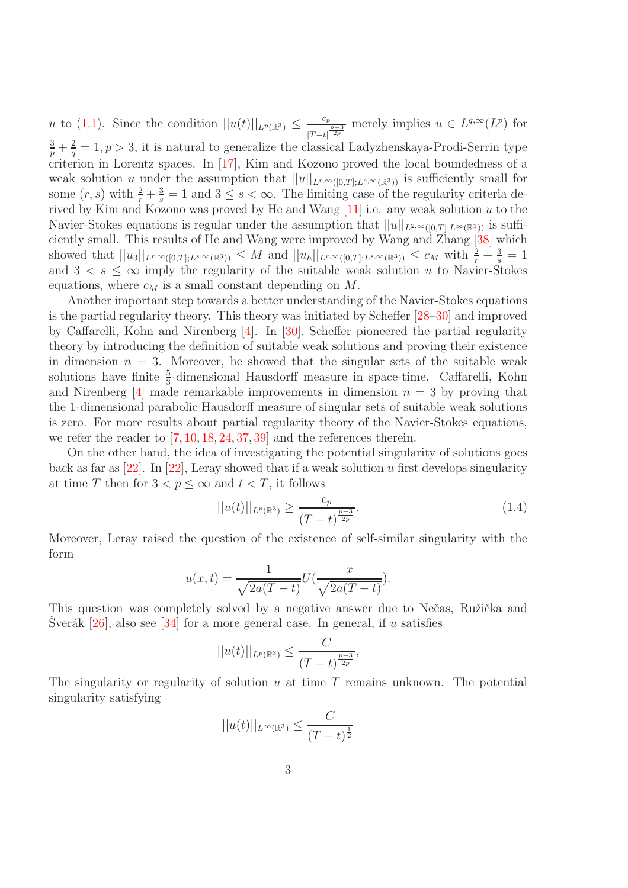$u$ to (1.1). Since the condition $||u(t)||_{L^p(\mathbb{R}^3)} \leq \frac{c_p}{|T-t|^{\frac{p-3}{2p}}}$ merely implies $u \in L^{q,\infty}(L^p)$ for $\frac{3}{p}+\frac{2}{q}=1, p>3$, it is natural to generalize the classical Ladyzhenskaya-Prodi-Serrin type criterion in Lorentz spaces. In [17], Kim and Kozono proved the local boundedness of a weak solution $u$ under the assumption that $||u||_{L^{r,\infty}([0,T];L^{s,\infty}(\mathbb{R}^3))}$ is sufficiently small for some $(r,s)$ with $\frac{2}{r}+\frac{3}{s}=1$ and $3 \leq s < \infty$. The limiting case of the regularity criteria derived by Kim and Kozono was proved by He and Wang [11] i.e. any weak solution $u$ to the Navier-Stokes equations is regular under the assumption that $||u||_{L^{2,\infty}([0,T];L^{\infty}(\mathbb{R}^3))}$ is sufficiently small. This results of He and Wang were improved by Wang and Zhang [38] which showed that $||u_3||_{L^{r,\infty}([0,T];L^{s,\infty}(\mathbb{R}^3))} \leq M$ and $||u_h||_{L^{r,\infty}([0,T];L^{s,\infty}(\mathbb{R}^3))} \leq c_M$ with $\frac{2}{r}+\frac{3}{s}=1$ and $3 < s \leq \infty$ imply the regularity of the suitable weak solution $u$ to Navier-Stokes equations, where $c_M$ is a small constant depending on $M$.

Another important step towards a better understanding of the Navier-Stokes equations is the partial regularity theory. This theory was initiated by Scheffer [28–30] and improved by Caffarelli, Kohn and Nirenberg [4]. In [30], Scheffer pioneered the partial regularity theory by introducing the definition of suitable weak solutions and proving their existence in dimension $n=3$. Moreover, he showed that the singular sets of the suitable weak solutions have finite $\frac{5}{3}$-dimensional Hausdorff measure in space-time. Caffarelli, Kohn and Nirenberg [4] made remarkable improvements in dimension $n=3$ by proving that the 1-dimensional parabolic Hausdorff measure of singular sets of suitable weak solutions is zero. For more results about partial regularity theory of the Navier-Stokes equations, we refer the reader to [7, 10, 18, 24, 37, 39] and the references therein.

On the other hand, the idea of investigating the potential singularity of solutions goes back as far as [22]. In [22], Leray showed that if a weak solution $u$ first develops singularity at time $T$ then for $3 < p \leq \infty$ and $t < T$, it follows

$$||u(t)||_{L^p(\mathbb{R}^3)} \geq \frac{c_p}{(T-t)^{\frac{p-3}{2p}}}. \tag{1.4}$$

Moreover, Leray raised the question of the existence of self-similar singularity with the form

$$u(x,t) = \frac{1}{\sqrt{2a(T-t)}} U\left(\frac{x}{\sqrt{2a(T-t)}}\right).$$

This question was completely solved by a negative answer due to Nečas, Ružička and Šverák [26], also see [34] for a more general case. In general, if $u$ satisfies

$$||u(t)||_{L^p(\mathbb{R}^3)} \leq \frac{C}{(T-t)^{\frac{p-3}{2p}}},$$

The singularity or regularity of solution $u$ at time $T$ remains unknown. The potential singularity satisfying

$$||u(t)||_{L^\infty(\mathbb{R}^3)} \leq \frac{C}{(T-t)^{\frac{1}{2}}}$$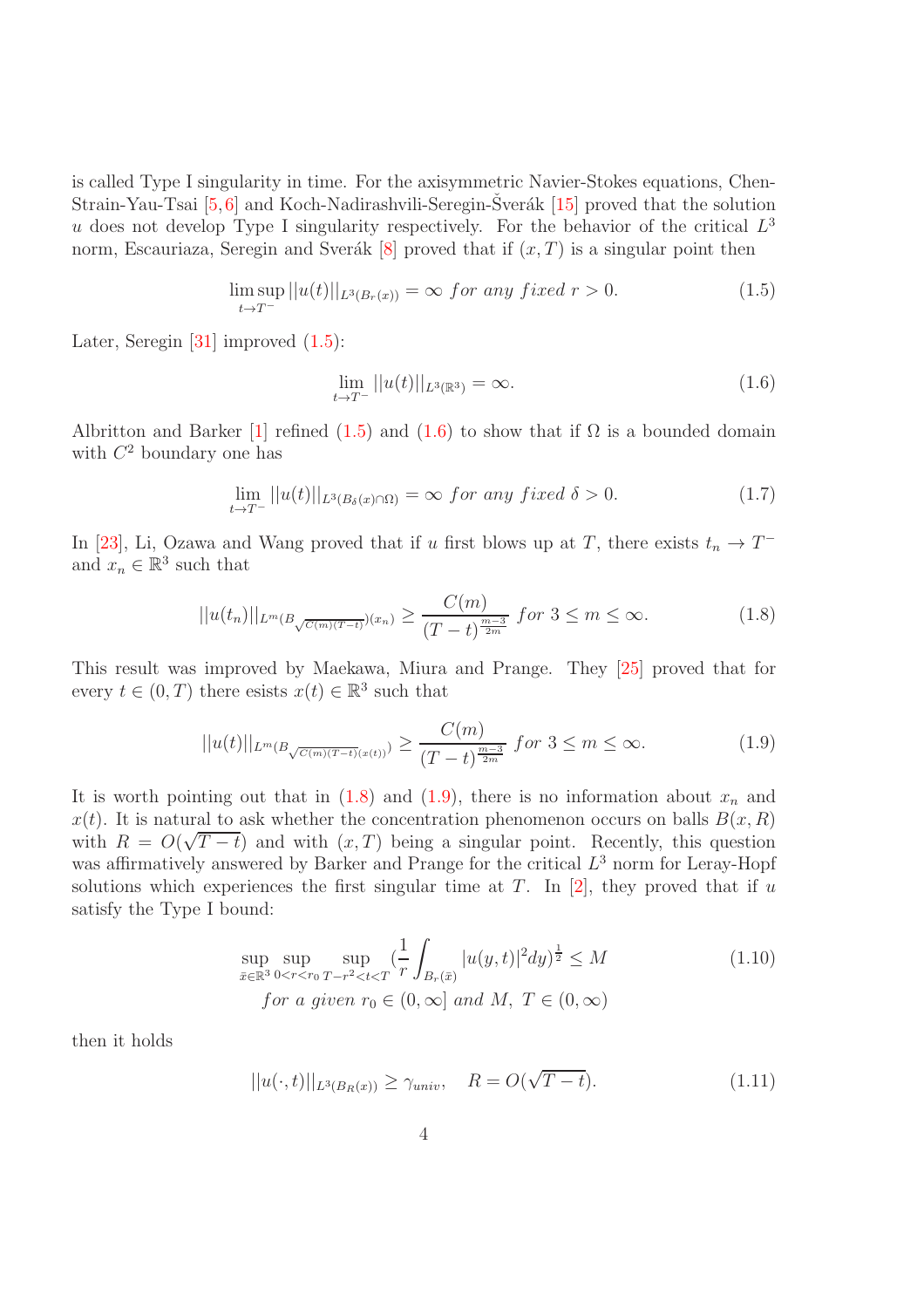is called Type I singularity in time. For the axisymmetric Navier-Stokes equations, Chen-Strain-Yau-Tsai [5,6] and Koch-Nadirashvili-Seregin-Šverák [15] proved that the solution $u$ does not develop Type I singularity respectively. For the behavior of the critical $L^3$ norm, Escauriaza, Seregin and Sverák [8] proved that if $(x, T)$ is a singular point then

$$\limsup_{t\to T^-} ||u(t)||_{L^3(B_r(x))} = \infty \ for \ any \ fixed \ r > 0. \tag{1.5}$$

Later, Seregin [31] improved (1.5):

$$\lim_{t\to T^-} ||u(t)||_{L^3(\mathbb{R}^3)} = \infty. \tag{1.6}$$

Albritton and Barker [1] refined (1.5) and (1.6) to show that if $\Omega$ is a bounded domain with $C^2$ boundary one has

$$\lim_{t\to T^-} ||u(t)||_{L^3(B_\delta(x)\cap\Omega)} = \infty \ for \ any \ fixed \ \delta > 0. \tag{1.7}$$

In [23], Li, Ozawa and Wang proved that if $u$ first blows up at $T$, there exists $t_n \to T^-$ and $x_n \in \mathbb{R}^3$ such that

$$||u(t_n)||_{L^m(B_{\sqrt{C(m)(T-t)}})(x_n)} \geq \frac{C(m)}{(T-t)^{\frac{m-3}{2m}}} \ for \ 3 \leq m \leq \infty. \tag{1.8}$$

This result was improved by Maekawa, Miura and Prange. They [25] proved that for every $t \in (0, T)$ there esists $x(t) \in \mathbb{R}^3$ such that

$$||u(t)||_{L^m(B_{\sqrt{C(m)(T-t)}(x(t))})} \geq \frac{C(m)}{(T-t)^{\frac{m-3}{2m}}} \ for \ 3 \leq m \leq \infty. \tag{1.9}$$

It is worth pointing out that in (1.8) and (1.9), there is no information about $x_n$ and $x(t)$. It is natural to ask whether the concentration phenomenon occurs on balls $B(x, R)$ with $R = O(\sqrt{T-t})$ and with $(x, T)$ being a singular point. Recently, this question was affirmatively answered by Barker and Prange for the critical $L^3$ norm for Leray-Hopf solutions which experiences the first singular time at $T$. In [2], they proved that if $u$ satisfy the Type I bound:

$$\begin{gathered}\sup_{\bar{x}\in\mathbb{R}^3} \sup_{0<r<r_0} \sup_{T-r^2<t<T} \left(\frac{1}{r}\int_{B_r(\bar{x})} |u(y,t)|^2 dy\right)^{\frac{1}{2}} \leq M \\ for \ a \ given \ r_0 \in (0, \infty] \ and \ M, \ T \in (0, \infty)\end{gathered} \tag{1.10}$$

then it holds

$$||u(\cdot, t)||_{L^3(B_R(x))} \geq \gamma_{univ}, \quad R = O(\sqrt{T-t}). \tag{1.11}$$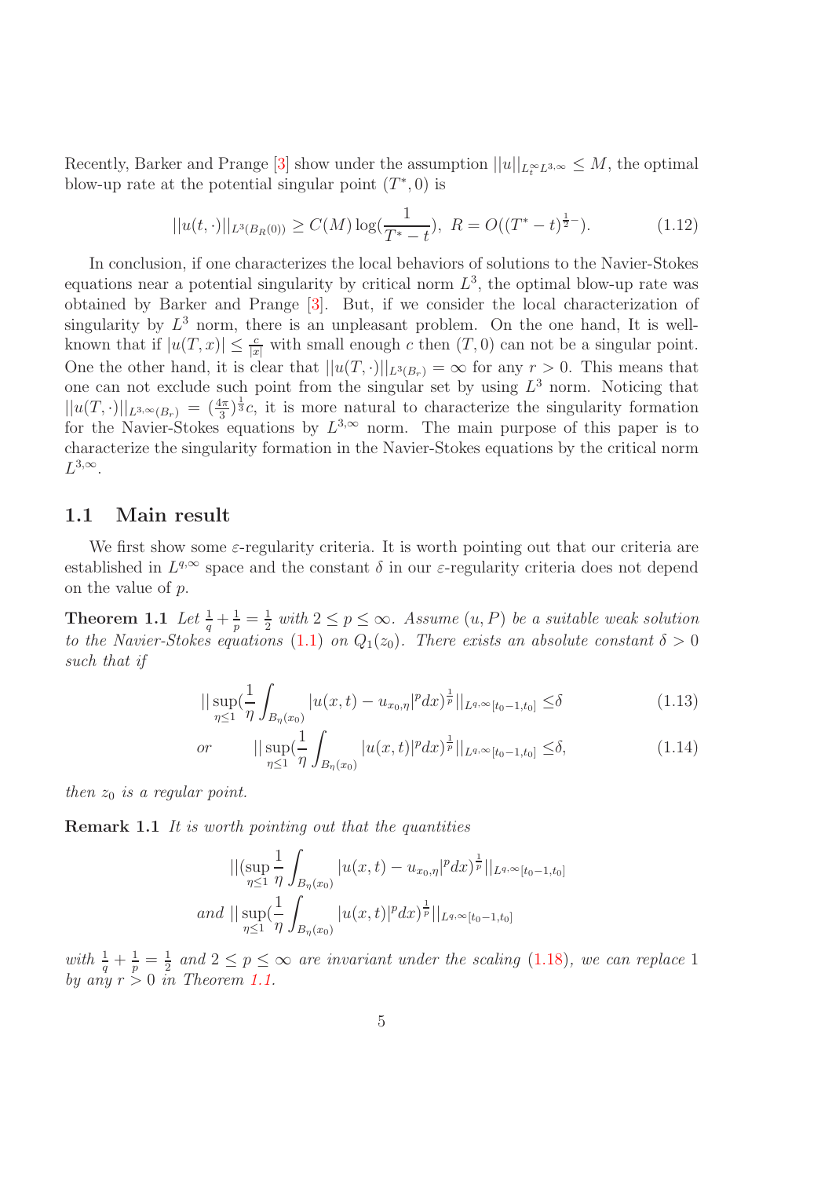Recently, Barker and Prange [3] show under the assumption $||u||_{L_t^\infty L^{3,\infty}} \leq M$, the optimal blow-up rate at the potential singular point $(T^*, 0)$ is

$$||u(t,\cdot)||_{L^3(B_R(0))} \geq C(M)\log(\frac{1}{T^*-t}),\ R = O((T^*-t)^{\frac{1}{2}-}). \tag{1.12}$$

In conclusion, if one characterizes the local behaviors of solutions to the Navier-Stokes equations near a potential singularity by critical norm $L^3$, the optimal blow-up rate was obtained by Barker and Prange [3]. But, if we consider the local characterization of singularity by $L^3$ norm, there is an unpleasant problem. On the one hand, It is well-known that if $|u(T,x)| \leq \frac{c}{|x|}$ with small enough $c$ then $(T,0)$ can not be a singular point. One the other hand, it is clear that $||u(T,\cdot)||_{L^3(B_r)} = \infty$ for any $r > 0$. This means that one can not exclude such point from the singular set by using $L^3$ norm. Noticing that $||u(T,\cdot)||_{L^{3,\infty}(B_r)} = (\frac{4\pi}{3})^{\frac{1}{3}}c$, it is more natural to characterize the singularity formation for the Navier-Stokes equations by $L^{3,\infty}$ norm. The main purpose of this paper is to characterize the singularity formation in the Navier-Stokes equations by the critical norm $L^{3,\infty}$.

## 1.1 Main result

We first show some $\varepsilon$-regularity criteria. It is worth pointing out that our criteria are established in $L^{q,\infty}$ space and the constant $\delta$ in our $\varepsilon$-regularity criteria does not depend on the value of $p$.

**Theorem 1.1** *Let $\frac{1}{q} + \frac{1}{p} = \frac{1}{2}$ with $2 \leq p \leq \infty$. Assume $(u, P)$ be a suitable weak solution to the Navier-Stokes equations (1.1) on $Q_1(z_0)$. There exists an absolute constant $\delta > 0$ such that if*

$$||\sup_{\eta\leq 1}(\frac{1}{\eta}\int_{B_\eta(x_0)}|u(x,t) - u_{x_0,\eta}|^p dx)^{\frac{1}{p}}||_{L^{q,\infty}[t_0-1,t_0]} \leq \delta \tag{1.13}$$

$$or \qquad ||\sup_{\eta\leq 1}(\frac{1}{\eta}\int_{B_\eta(x_0)}|u(x,t)|^p dx)^{\frac{1}{p}}||_{L^{q,\infty}[t_0-1,t_0]} \leq \delta, \tag{1.14}$$

*then $z_0$ is a regular point.*

**Remark 1.1** *It is worth pointing out that the quantities*

$$||(\sup_{\eta\leq 1}\frac{1}{\eta}\int_{B_\eta(x_0)}|u(x,t) - u_{x_0,\eta}|^p dx)^{\frac{1}{p}}||_{L^{q,\infty}[t_0-1,t_0]}$$
$$and\ ||\sup_{\eta\leq 1}(\frac{1}{\eta}\int_{B_\eta(x_0)}|u(x,t)|^p dx)^{\frac{1}{p}}||_{L^{q,\infty}[t_0-1,t_0]}$$

*with $\frac{1}{q} + \frac{1}{p} = \frac{1}{2}$ and $2 \leq p \leq \infty$ are invariant under the scaling (1.18), we can replace 1 by any $r > 0$ in Theorem 1.1.*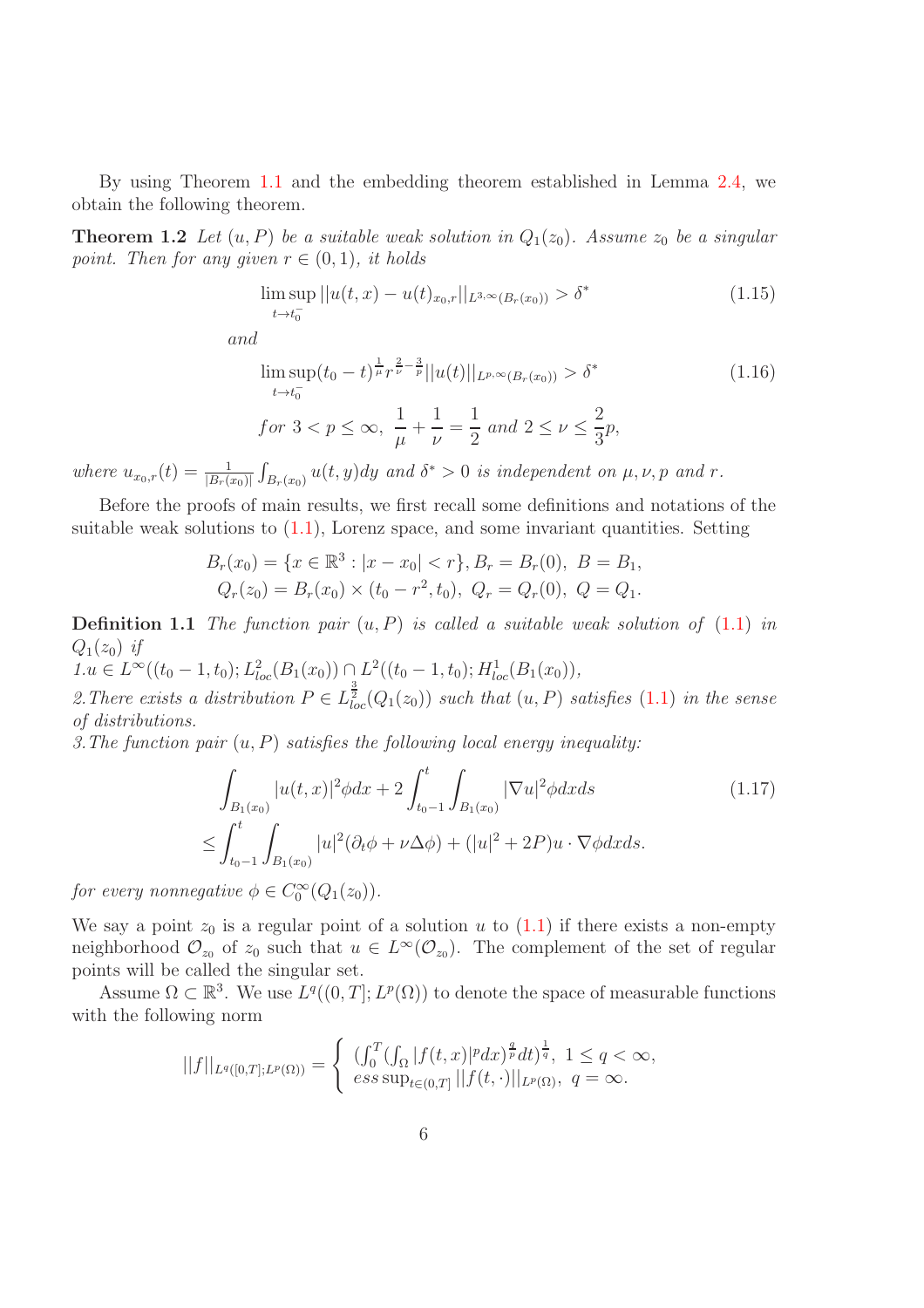By using Theorem 1.1 and the embedding theorem established in Lemma 2.4, we obtain the following theorem.

**Theorem 1.2** *Let $(u, P)$ be a suitable weak solution in $Q_1(z_0)$. Assume $z_0$ be a singular point. Then for any given $r \in (0,1)$, it holds*

$$\limsup_{t \to t_0^-} ||u(t,x) - u(t)_{x_0,r}||_{L^{3,\infty}(B_r(x_0))} > \delta^* \tag{1.15}$$

*and*

$$\limsup_{t \to t_0^-} (t_0 - t)^{\frac{1}{\mu}} r^{\frac{2}{\nu} - \frac{3}{p}} ||u(t)||_{L^{p,\infty}(B_r(x_0))} > \delta^* \tag{1.16}$$

$$\text{for } 3 < p \leq \infty,\ \frac{1}{\mu} + \frac{1}{\nu} = \frac{1}{2} \text{ and } 2 \leq \nu \leq \frac{2}{3}p,$$

*where $u_{x_0,r}(t) = \frac{1}{|B_r(x_0)|}\int_{B_r(x_0)} u(t,y)dy$ and $\delta^* > 0$ is independent on $\mu, \nu, p$ and $r$.*

Before the proofs of main results, we first recall some definitions and notations of the suitable weak solutions to (1.1), Lorenz space, and some invariant quantities. Setting

$$B_r(x_0) = \{x \in \mathbb{R}^3 : |x - x_0| < r\}, B_r = B_r(0),\ B = B_1,$$
$$Q_r(z_0) = B_r(x_0) \times (t_0 - r^2, t_0),\ Q_r = Q_r(0),\ Q = Q_1.$$

**Definition 1.1** *The function pair $(u, P)$ is called a suitable weak solution of (1.1) in $Q_1(z_0)$ if*

*1.$u \in L^\infty((t_0 - 1, t_0); L^2_{loc}(B_1(x_0)) \cap L^2((t_0 - 1, t_0); H^1_{loc}(B_1(x_0))$,*

*2.There exists a distribution $P \in L^{\frac{3}{2}}_{loc}(Q_1(z_0))$ such that $(u, P)$ satisfies (1.1) in the sense of distributions.*

*3.The function pair $(u, P)$ satisfies the following local energy inequality:*

$$\begin{aligned} &\int_{B_1(x_0)} |u(t,x)|^2 \phi dx + 2\int_{t_0-1}^{t}\int_{B_1(x_0)} |\nabla u|^2 \phi dx ds \\ \leq &\int_{t_0-1}^{t}\int_{B_1(x_0)} |u|^2(\partial_t \phi + \nu \Delta \phi) + (|u|^2 + 2P)u \cdot \nabla \phi dx ds. \end{aligned} \tag{1.17}$$

*for every nonnegative $\phi \in C_0^\infty(Q_1(z_0))$.*

We say a point $z_0$ is a regular point of a solution $u$ to (1.1) if there exists a non-empty neighborhood $\mathcal{O}_{z_0}$ of $z_0$ such that $u \in L^\infty(\mathcal{O}_{z_0})$. The complement of the set of regular points will be called the singular set.

Assume $\Omega \subset \mathbb{R}^3$. We use $L^q((0,T]; L^p(\Omega))$ to denote the space of measurable functions with the following norm

$$||f||_{L^q([0,T]; L^p(\Omega))} = \begin{cases} (\int_0^T (\int_\Omega |f(t,x)|^p dx)^{\frac{q}{p}} dt)^{\frac{1}{q}},\ 1 \leq q < \infty, \\ ess\sup_{t \in (0,T]} ||f(t,\cdot)||_{L^p(\Omega)},\ q = \infty. \end{cases}$$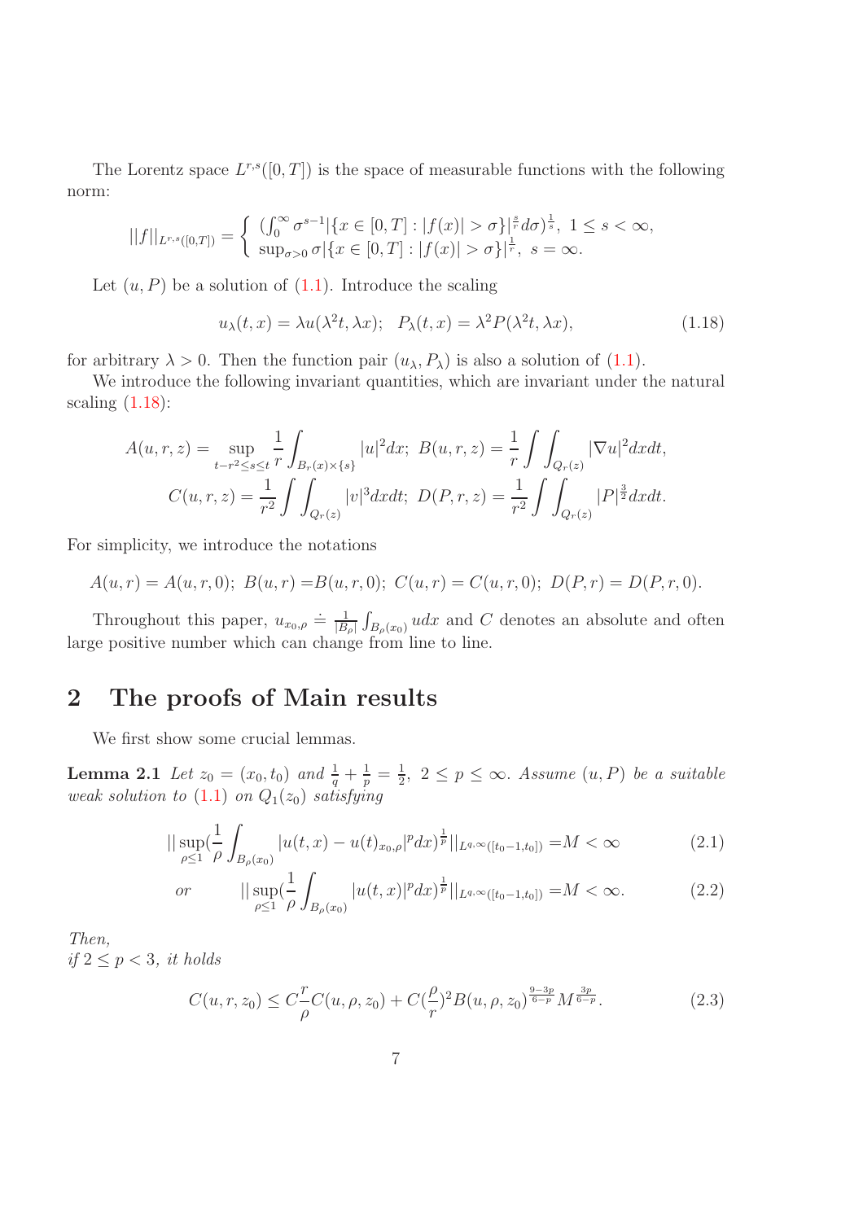The Lorentz space $L^{r,s}([0,T])$ is the space of measurable functions with the following norm:

$$||f||_{L^{r,s}([0,T])} = \begin{cases} (\int_0^\infty \sigma^{s-1}|\{x \in [0,T] : |f(x)| > \sigma\}|^{\frac{s}{r}} d\sigma)^{\frac{1}{s}}, \ 1 \le s < \infty, \\ \sup_{\sigma>0} \sigma |\{x \in [0,T] : |f(x)| > \sigma\}|^{\frac{1}{r}}, \ s = \infty. \end{cases}$$

Let $(u, P)$ be a solution of (1.1). Introduce the scaling

$$u_\lambda(t,x) = \lambda u(\lambda^2 t, \lambda x); \quad P_\lambda(t,x) = \lambda^2 P(\lambda^2 t, \lambda x), \tag{1.18}$$

for arbitrary $\lambda > 0$. Then the function pair $(u_\lambda, P_\lambda)$ is also a solution of (1.1).

We introduce the following invariant quantities, which are invariant under the natural scaling (1.18):

$$A(u,r,z) = \sup_{t-r^2 \le s \le t} \frac{1}{r} \int_{B_r(x)\times\{s\}} |u|^2 dx; \ B(u,r,z) = \frac{1}{r} \int\int_{Q_r(z)} |\nabla u|^2 dx dt,$$
$$C(u,r,z) = \frac{1}{r^2} \int\int_{Q_r(z)} |v|^3 dx dt; \ D(P,r,z) = \frac{1}{r^2} \int\int_{Q_r(z)} |P|^{\frac{3}{2}} dx dt.$$

For simplicity, we introduce the notations

$$A(u,r) = A(u,r,0); \ B(u,r) = B(u,r,0); \ C(u,r) = C(u,r,0); \ D(P,r) = D(P,r,0).$$

Throughout this paper, $u_{x_0,\rho} \doteq \frac{1}{|B_\rho|} \int_{B_\rho(x_0)} u dx$ and $C$ denotes an absolute and often large positive number which can change from line to line.

# 2 The proofs of Main results

We first show some crucial lemmas.

**Lemma 2.1** *Let $z_0 = (x_0, t_0)$ and $\frac{1}{q} + \frac{1}{p} = \frac{1}{2}$, $2 \le p \le \infty$. Assume $(u, P)$ be a suitable weak solution to (1.1) on $Q_1(z_0)$ satisfying*

$$|| \sup_{\rho \le 1} (\frac{1}{\rho} \int_{B_\rho(x_0)} |u(t,x) - u(t)_{x_0,\rho}|^p dx)^{\frac{1}{p}} ||_{L^{q,\infty}([t_0-1,t_0])} = M < \infty \tag{2.1}$$

$$or \qquad || \sup_{\rho \le 1} (\frac{1}{\rho} \int_{B_\rho(x_0)} |u(t,x)|^p dx)^{\frac{1}{p}} ||_{L^{q,\infty}([t_0-1,t_0])} = M < \infty. \tag{2.2}$$

*Then,*
*if $2 \le p < 3$, it holds*

$$C(u,r,z_0) \le C\frac{r}{\rho} C(u,\rho,z_0) + C(\frac{\rho}{r})^2 B(u,\rho,z_0)^{\frac{9-3p}{6-p}} M^{\frac{3p}{6-p}}. \tag{2.3}$$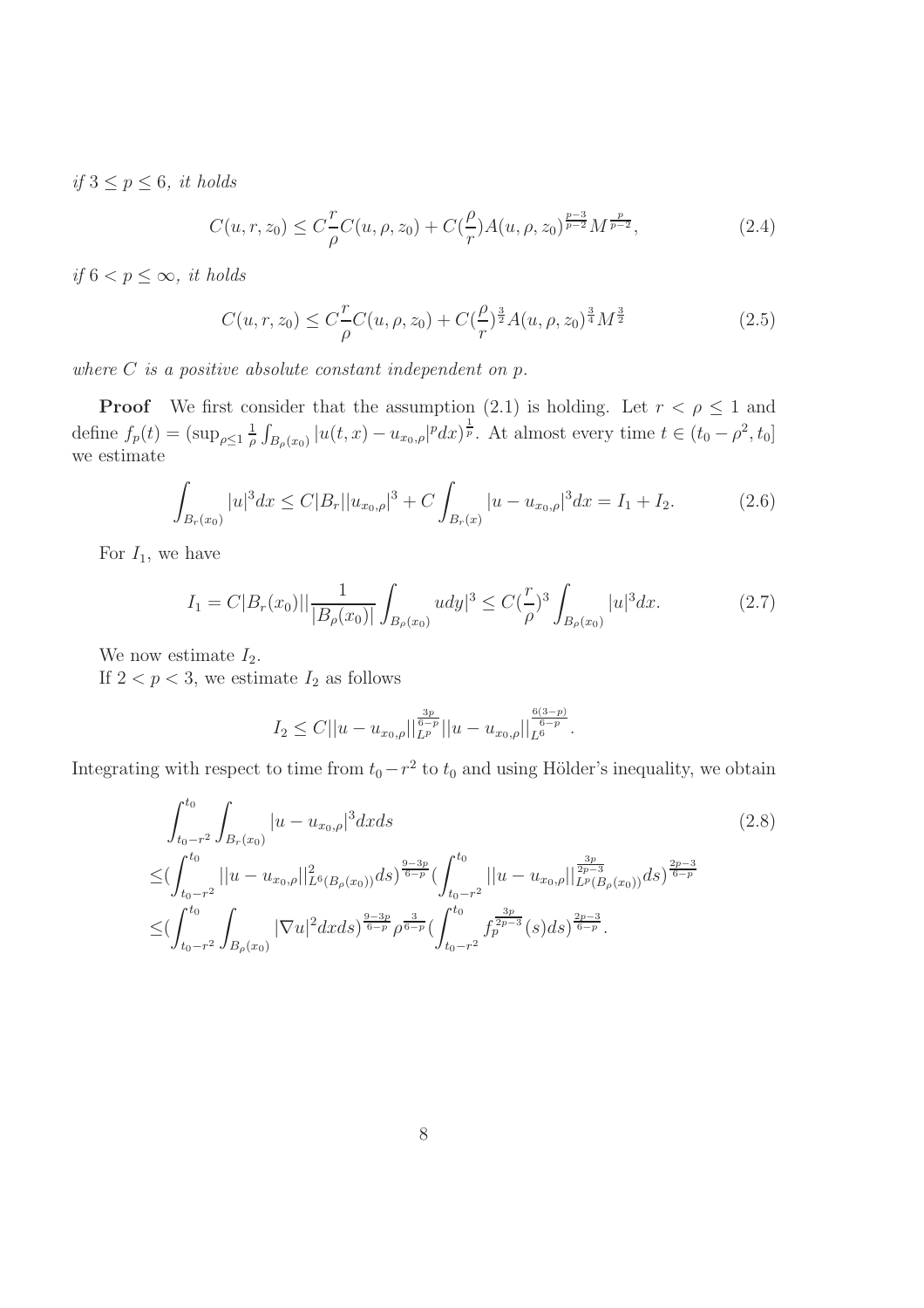*if* $3 \leq p \leq 6$, *it holds*

$$C(u,r,z_0) \leq C\frac{r}{\rho}C(u,\rho,z_0) + C(\frac{\rho}{r})A(u,\rho,z_0)^{\frac{p-3}{p-2}}M^{\frac{p}{p-2}}, \tag{2.4}$$

*if* $6 < p \leq \infty$, *it holds*

$$C(u,r,z_0) \leq C\frac{r}{\rho}C(u,\rho,z_0) + C(\frac{\rho}{r})^{\frac{3}{2}}A(u,\rho,z_0)^{\frac{3}{4}}M^{\frac{3}{2}} \tag{2.5}$$

*where* $C$ *is a positive absolute constant independent on* $p$.

**Proof** We first consider that the assumption (2.1) is holding. Let $r < \rho \leq 1$ and define $f_p(t) = (\sup_{\rho \leq 1} \frac{1}{\rho} \int_{B_\rho(x_0)} |u(t,x) - u_{x_0,\rho}|^p dx)^{\frac{1}{p}}$. At almost every time $t \in (t_0 - \rho^2, t_0]$ we estimate

$$\int_{B_r(x_0)} |u|^3 dx \leq C|B_r||u_{x_0,\rho}|^3 + C\int_{B_r(x)} |u - u_{x_0,\rho}|^3 dx = I_1 + I_2. \tag{2.6}$$

For $I_1$, we have

$$I_1 = C|B_r(x_0)||\frac{1}{|B_\rho(x_0)|}\int_{B_\rho(x_0)} u dy|^3 \leq C(\frac{r}{\rho})^3 \int_{B_\rho(x_0)} |u|^3 dx. \tag{2.7}$$

We now estimate $I_2$.

If $2 < p < 3$, we estimate $I_2$ as follows

$$I_2 \leq C||u - u_{x_0,\rho}||_{L^p}^{\frac{3p}{6-p}} ||u - u_{x_0,\rho}||_{L^6}^{\frac{6(3-p)}{6-p}}.$$

Integrating with respect to time from $t_0 - r^2$ to $t_0$ and using Hölder's inequality, we obtain

$$\begin{aligned}
&\int_{t_0-r^2}^{t_0} \int_{B_r(x_0)} |u - u_{x_0,\rho}|^3 dx ds \\
\leq& (\int_{t_0-r^2}^{t_0} ||u - u_{x_0,\rho}||_{L^6(B_\rho(x_0))}^2 ds)^{\frac{9-3p}{6-p}} (\int_{t_0-r^2}^{t_0} ||u - u_{x_0,\rho}||_{L^p(B_\rho(x_0))}^{\frac{3p}{2p-3}} ds)^{\frac{2p-3}{6-p}} \\
\leq& (\int_{t_0-r^2}^{t_0} \int_{B_\rho(x_0)} |\nabla u|^2 dx ds)^{\frac{9-3p}{6-p}} \rho^{\frac{3}{6-p}} (\int_{t_0-r^2}^{t_0} f_p^{\frac{3p}{2p-3}}(s) ds)^{\frac{2p-3}{6-p}}.
\end{aligned} \tag{2.8}$$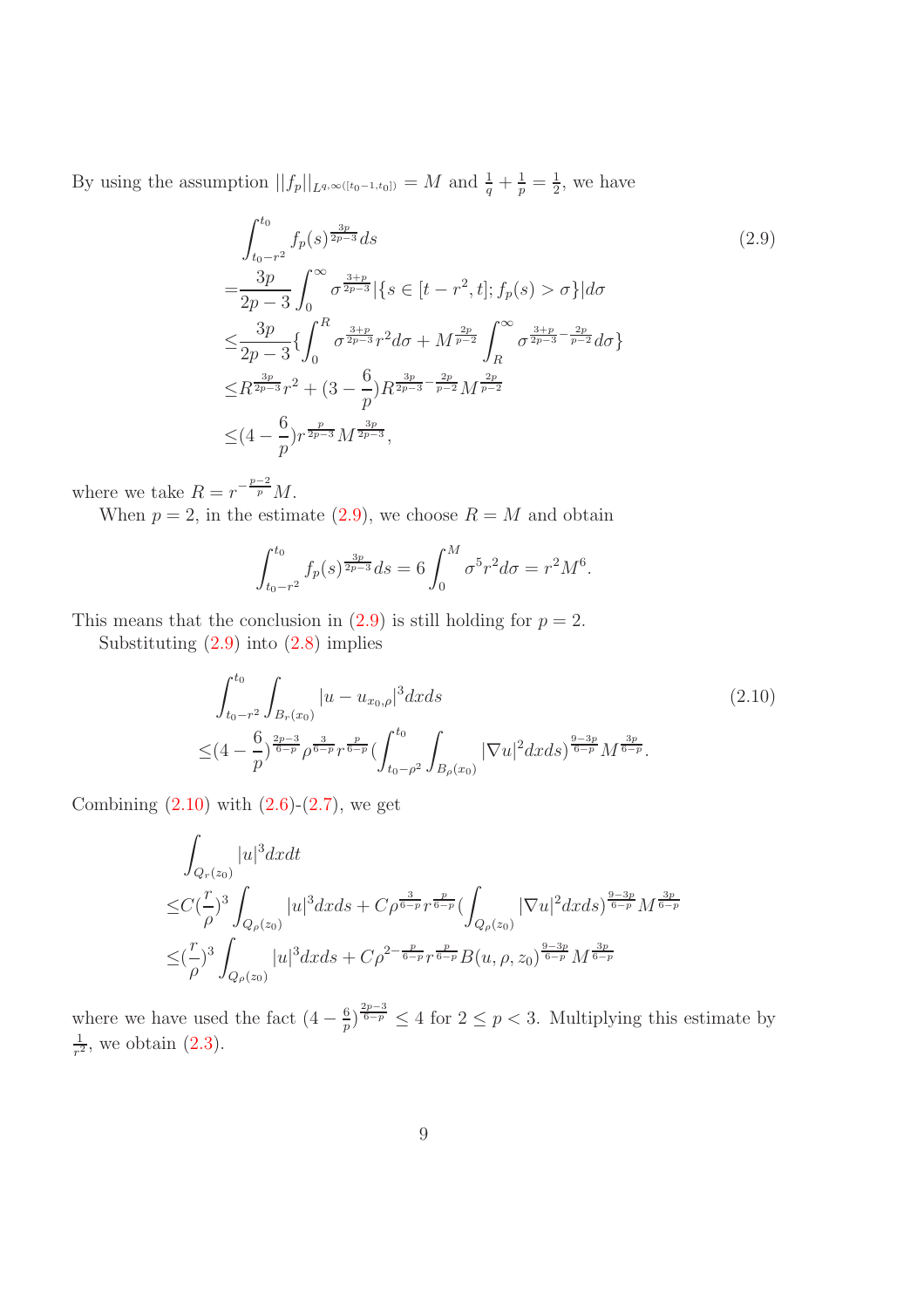By using the assumption $||f_p||_{L^{q,\infty}([t_0-1,t_0])} = M$ and $\frac{1}{q}+\frac{1}{p}=\frac{1}{2}$, we have

$$
\begin{aligned}
&\int_{t_0-r^2}^{t_0} f_p(s)^{\frac{3p}{2p-3}}ds \\
=&\frac{3p}{2p-3}\int_0^\infty \sigma^{\frac{3+p}{2p-3}}|\{s\in[t-r^2,t]; f_p(s)>\sigma\}|d\sigma \\
\leq&\frac{3p}{2p-3}\{\int_0^R \sigma^{\frac{3+p}{2p-3}}r^2 d\sigma + M^{\frac{2p}{p-2}}\int_R^\infty \sigma^{\frac{3+p}{2p-3}-\frac{2p}{p-2}}d\sigma\} \\
\leq&R^{\frac{3p}{2p-3}}r^2 + (3-\frac{6}{p})R^{\frac{3p}{2p-3}-\frac{2p}{p-2}}M^{\frac{2p}{p-2}} \\
\leq&(4-\frac{6}{p})r^{\frac{p}{2p-3}}M^{\frac{3p}{2p-3}},
\end{aligned}
\tag{2.9}
$$

where we take $R = r^{-\frac{p-2}{p}}M$.

When $p=2$, in the estimate (2.9), we choose $R=M$ and obtain

$$
\int_{t_0-r^2}^{t_0} f_p(s)^{\frac{3p}{2p-3}}ds = 6\int_0^M \sigma^5 r^2 d\sigma = r^2M^6.
$$

This means that the conclusion in (2.9) is still holding for $p=2$.

Substituting (2.9) into (2.8) implies

$$
\begin{aligned}
&\int_{t_0-r^2}^{t_0}\int_{B_r(x_0)} |u-u_{x_0,\rho}|^3 dxds \\
\leq&(4-\frac{6}{p})^{\frac{2p-3}{6-p}}\rho^{\frac{3}{6-p}}r^{\frac{p}{6-p}}(\int_{t_0-\rho^2}^{t_0}\int_{B_\rho(x_0)}|\nabla u|^2dxds)^{\frac{9-3p}{6-p}}M^{\frac{3p}{6-p}}.
\end{aligned}
\tag{2.10}
$$

Combining (2.10) with (2.6)-(2.7), we get

$$
\begin{aligned}
&\int_{Q_r(z_0)}|u|^3dxdt \\
\leq&C(\frac{r}{\rho})^3\int_{Q_\rho(z_0)}|u|^3dxds + C\rho^{\frac{3}{6-p}}r^{\frac{p}{6-p}}(\int_{Q_\rho(z_0)}|\nabla u|^2dxds)^{\frac{9-3p}{6-p}}M^{\frac{3p}{6-p}} \\
\leq&(\frac{r}{\rho})^3\int_{Q_\rho(z_0)}|u|^3dxds + C\rho^{2-\frac{p}{6-p}}r^{\frac{p}{6-p}}B(u,\rho,z_0)^{\frac{9-3p}{6-p}}M^{\frac{3p}{6-p}}
\end{aligned}
$$

where we have used the fact $(4-\frac{6}{p})^{\frac{2p-3}{6-p}} \leq 4$ for $2\leq p<3$. Multiplying this estimate by $\frac{1}{r^2}$, we obtain (2.3).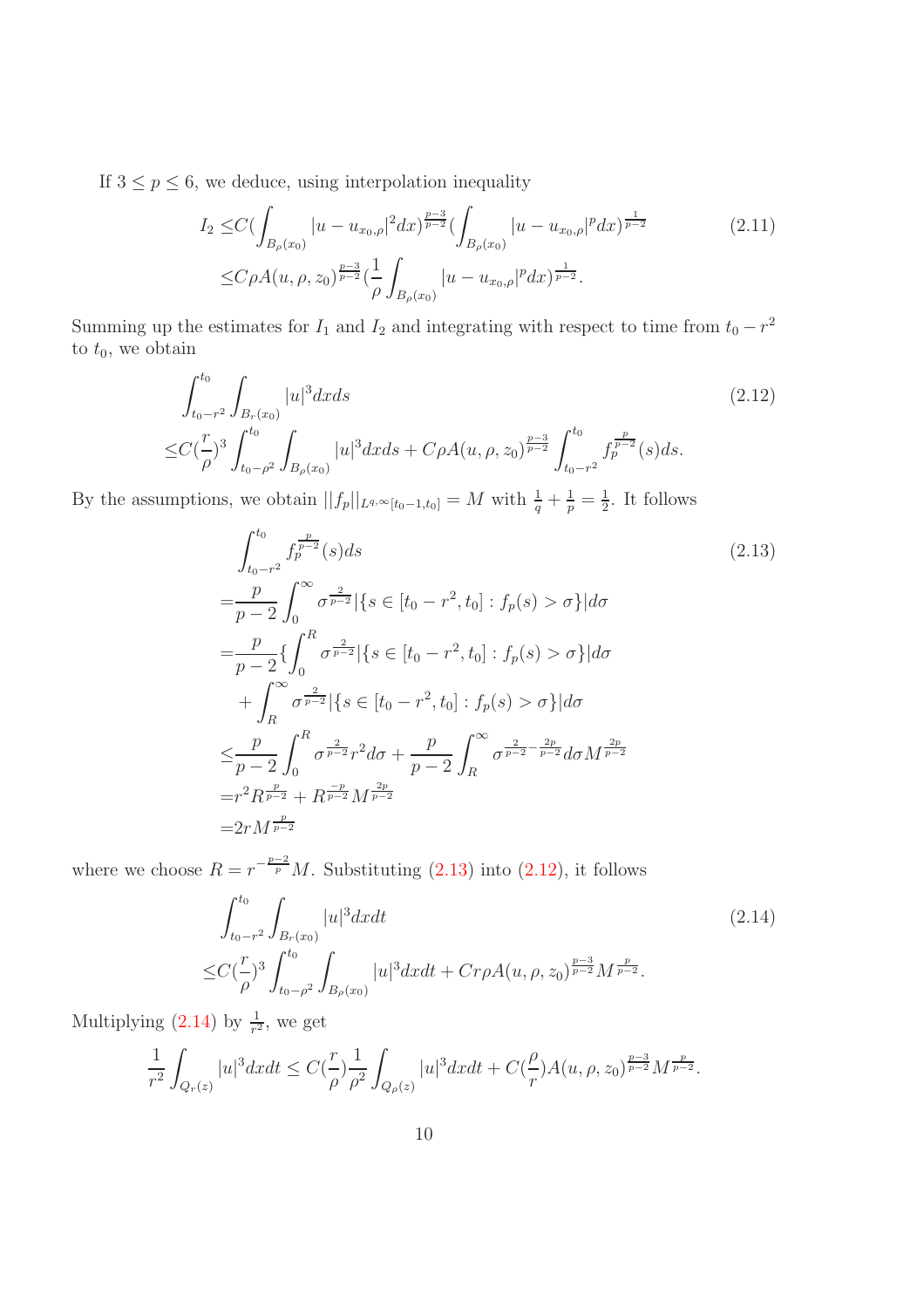If $3 \leq p \leq 6$, we deduce, using interpolation inequality

$$
\begin{aligned}
I_2 \leq & C\Big(\int_{B_\rho(x_0)} |u - u_{x_0,\rho}|^2 dx\Big)^{\frac{p-3}{p-2}} \Big(\int_{B_\rho(x_0)} |u - u_{x_0,\rho}|^p dx\Big)^{\frac{1}{p-2}} \\
\leq & C\rho A(u, \rho, z_0)^{\frac{p-3}{p-2}} \Big(\frac{1}{\rho}\int_{B_\rho(x_0)} |u - u_{x_0,\rho}|^p dx\Big)^{\frac{1}{p-2}}.
\end{aligned}
\tag{2.11}
$$

Summing up the estimates for $I_1$ and $I_2$ and integrating with respect to time from $t_0 - r^2$ to $t_0$, we obtain

$$
\begin{aligned}
& \int_{t_0-r^2}^{t_0} \int_{B_r(x_0)} |u|^3 dx ds \\
\leq & C\Big(\frac{r}{\rho}\Big)^3 \int_{t_0-\rho^2}^{t_0} \int_{B_\rho(x_0)} |u|^3 dx ds + C\rho A(u, \rho, z_0)^{\frac{p-3}{p-2}} \int_{t_0-r^2}^{t_0} f_p^{\frac{p}{p-2}}(s) ds.
\end{aligned}
\tag{2.12}
$$

By the assumptions, we obtain $||f_p||_{L^{q,\infty}[t_0-1,t_0]} = M$ with $\frac{1}{q} + \frac{1}{p} = \frac{1}{2}$. It follows

$$
\begin{aligned}
& \int_{t_0-r^2}^{t_0} f_p^{\frac{p}{p-2}}(s) ds \\
= & \frac{p}{p-2} \int_0^\infty \sigma^{\frac{2}{p-2}} |\{s \in [t_0 - r^2, t_0] : f_p(s) > \sigma\}| d\sigma \\
= & \frac{p}{p-2} \Big\{\int_0^R \sigma^{\frac{2}{p-2}} |\{s \in [t_0 - r^2, t_0] : f_p(s) > \sigma\}| d\sigma \\
& + \int_R^\infty \sigma^{\frac{2}{p-2}} |\{s \in [t_0 - r^2, t_0] : f_p(s) > \sigma\}| d\sigma \\
\leq & \frac{p}{p-2} \int_0^R \sigma^{\frac{2}{p-2}} r^2 d\sigma + \frac{p}{p-2} \int_R^\infty \sigma^{\frac{2}{p-2} - \frac{2p}{p-2}} d\sigma M^{\frac{2p}{p-2}} \\
= & r^2 R^{\frac{p}{p-2}} + R^{\frac{-p}{p-2}} M^{\frac{2p}{p-2}} \\
= & 2r M^{\frac{p}{p-2}}
\end{aligned}
\tag{2.13}
$$

where we choose $R = r^{-\frac{p-2}{p}} M$. Substituting (2.13) into (2.12), it follows

$$
\begin{aligned}
& \int_{t_0-r^2}^{t_0} \int_{B_r(x_0)} |u|^3 dx dt \\
\leq & C\Big(\frac{r}{\rho}\Big)^3 \int_{t_0-\rho^2}^{t_0} \int_{B_\rho(x_0)} |u|^3 dx dt + C r\rho A(u, \rho, z_0)^{\frac{p-3}{p-2}} M^{\frac{p}{p-2}}.
\end{aligned}
\tag{2.14}
$$

Multiplying (2.14) by $\frac{1}{r^2}$, we get

$$
\frac{1}{r^2} \int_{Q_r(z)} |u|^3 dx dt \leq C\Big(\frac{r}{\rho}\Big) \frac{1}{\rho^2} \int_{Q_\rho(z)} |u|^3 dx dt + C\Big(\frac{\rho}{r}\Big) A(u, \rho, z_0)^{\frac{p-3}{p-2}} M^{\frac{p}{p-2}}.
$$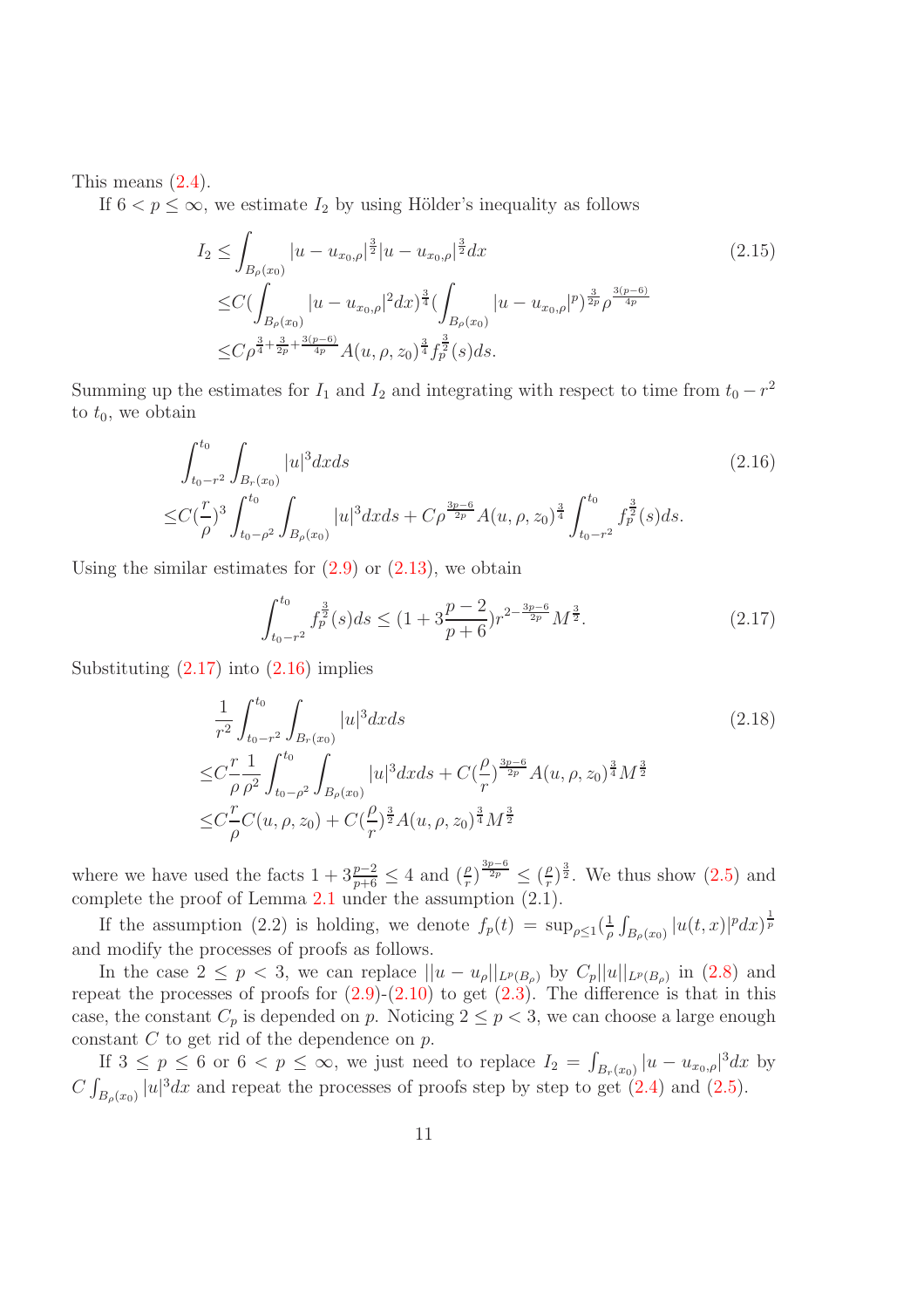This means (2.4).

If $6 < p \leq \infty$, we estimate $I_2$ by using Hölder's inequality as follows

$$
\begin{aligned}
I_2 \leq & \int_{B_\rho(x_0)} |u - u_{x_0,\rho}|^{\frac{3}{2}} |u - u_{x_0,\rho}|^{\frac{3}{2}} dx \\
\leq & C \Big(\int_{B_\rho(x_0)} |u - u_{x_0,\rho}|^2 dx\Big)^{\frac{3}{4}} \Big(\int_{B_\rho(x_0)} |u - u_{x_0,\rho}|^p\Big)^{\frac{3}{2p}} \rho^{\frac{3(p-6)}{4p}} \\
\leq & C \rho^{\frac{3}{4} + \frac{3}{2p} + \frac{3(p-6)}{4p}} A(u, \rho, z_0)^{\frac{3}{4}} f_p^{\frac{3}{2}}(s) ds.
\end{aligned} \tag{2.15}
$$

Summing up the estimates for $I_1$ and $I_2$ and integrating with respect to time from $t_0 - r^2$ to $t_0$, we obtain

$$
\begin{aligned}
& \int_{t_0 - r^2}^{t_0} \int_{B_r(x_0)} |u|^3 dx ds \\
\leq & C \Big(\frac{r}{\rho}\Big)^3 \int_{t_0 - \rho^2}^{t_0} \int_{B_\rho(x_0)} |u|^3 dx ds + C \rho^{\frac{3p-6}{2p}} A(u, \rho, z_0)^{\frac{3}{4}} \int_{t_0 - r^2}^{t_0} f_p^{\frac{3}{2}}(s) ds.
\end{aligned} \tag{2.16}
$$

Using the similar estimates for (2.9) or (2.13), we obtain

$$
\int_{t_0 - r^2}^{t_0} f_p^{\frac{3}{2}}(s) ds \leq \Big(1 + 3\frac{p-2}{p+6}\Big) r^{2 - \frac{3p-6}{2p}} M^{\frac{3}{2}}. \tag{2.17}
$$

Substituting (2.17) into (2.16) implies

$$
\begin{aligned}
& \frac{1}{r^2} \int_{t_0 - r^2}^{t_0} \int_{B_r(x_0)} |u|^3 dx ds \\
\leq & C \frac{r}{\rho} \frac{1}{\rho^2} \int_{t_0 - \rho^2}^{t_0} \int_{B_\rho(x_0)} |u|^3 dx ds + C \Big(\frac{\rho}{r}\Big)^{\frac{3p-6}{2p}} A(u, \rho, z_0)^{\frac{3}{4}} M^{\frac{3}{2}} \\
\leq & C \frac{r}{\rho} C(u, \rho, z_0) + C \Big(\frac{\rho}{r}\Big)^{\frac{3}{2}} A(u, \rho, z_0)^{\frac{3}{4}} M^{\frac{3}{2}}
\end{aligned} \tag{2.18}
$$

where we have used the facts $1 + 3\frac{p-2}{p+6} \leq 4$ and $(\frac{\rho}{r})^{\frac{3p-6}{2p}} \leq (\frac{\rho}{r})^{\frac{3}{2}}$. We thus show (2.5) and complete the proof of Lemma 2.1 under the assumption (2.1).

If the assumption (2.2) is holding, we denote $f_p(t) = \sup_{\rho \leq 1} (\frac{1}{\rho} \int_{B_\rho(x_0)} |u(t,x)|^p dx)^{\frac{1}{p}}$ and modify the processes of proofs as follows.

In the case $2 \leq p < 3$, we can replace $\|u - u_\rho\|_{L^p(B_\rho)}$ by $C_p \|u\|_{L^p(B_\rho)}$ in (2.8) and repeat the processes of proofs for (2.9)-(2.10) to get (2.3). The difference is that in this case, the constant $C_p$ is depended on $p$. Noticing $2 \leq p < 3$, we can choose a large enough constant $C$ to get rid of the dependence on $p$.

If $3 \leq p \leq 6$ or $6 < p \leq \infty$, we just need to replace $I_2 = \int_{B_r(x_0)} |u - u_{x_0,\rho}|^3 dx$ by $C \int_{B_\rho(x_0)} |u|^3 dx$ and repeat the processes of proofs step by step to get (2.4) and (2.5).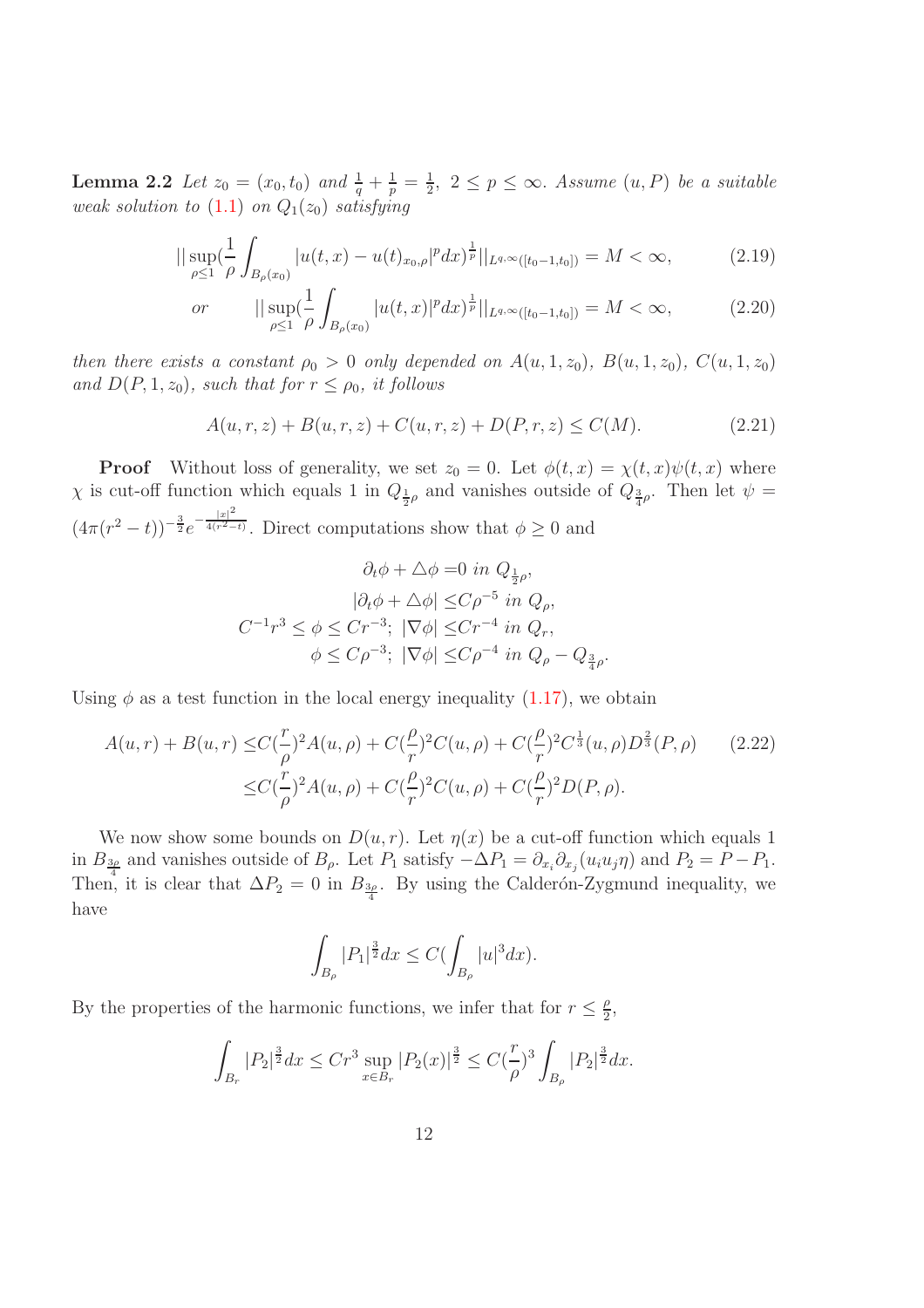**Lemma 2.2** *Let $z_0 = (x_0, t_0)$ and $\frac{1}{q} + \frac{1}{p} = \frac{1}{2}$, $2 \le p \le \infty$. Assume $(u, P)$ be a suitable weak solution to (1.1) on $Q_1(z_0)$ satisfying*

$$||\sup_{\rho \le 1}(\frac{1}{\rho}\int_{B_\rho(x_0)} |u(t,x) - u(t)_{x_0,\rho}|^p dx)^{\frac{1}{p}}||_{L^{q,\infty}([t_0-1,t_0])} = M < \infty, \tag{2.19}$$

$$or \qquad ||\sup_{\rho \le 1}(\frac{1}{\rho}\int_{B_\rho(x_0)} |u(t,x)|^p dx)^{\frac{1}{p}}||_{L^{q,\infty}([t_0-1,t_0])} = M < \infty, \tag{2.20}$$

*then there exists a constant $\rho_0 > 0$ only depended on $A(u, 1, z_0)$, $B(u, 1, z_0)$, $C(u, 1, z_0)$ and $D(P, 1, z_0)$, such that for $r \le \rho_0$, it follows*

$$A(u, r, z) + B(u, r, z) + C(u, r, z) + D(P, r, z) \le C(M). \tag{2.21}$$

**Proof** Without loss of generality, we set $z_0 = 0$. Let $\phi(t, x) = \chi(t, x)\psi(t, x)$ where $\chi$ is cut-off function which equals 1 in $Q_{\frac{1}{2}\rho}$ and vanishes outside of $Q_{\frac{3}{4}\rho}$. Then let $\psi = (4\pi(r^2 - t))^{-\frac{3}{2}} e^{-\frac{|x|^2}{4(r^2-t)}}$. Direct computations show that $\phi \ge 0$ and

$$\begin{aligned}
\partial_t \phi + \triangle \phi &= 0 \ in\ Q_{\frac{1}{2}\rho}, \\
|\partial_t \phi + \triangle \phi| &\le C\rho^{-5} \ in\ Q_\rho, \\
C^{-1} r^3 \le \phi \le C r^{-3};\ |\nabla \phi| &\le C r^{-4} \ in\ Q_r, \\
\phi \le C\rho^{-3};\ |\nabla \phi| &\le C\rho^{-4} \ in\ Q_\rho - Q_{\frac{3}{4}\rho}.
\end{aligned}$$

Using $\phi$ as a test function in the local energy inequality (1.17), we obtain

$$\begin{aligned}
A(u, r) + B(u, r) &\le C(\frac{r}{\rho})^2 A(u, \rho) + C(\frac{\rho}{r})^2 C(u, \rho) + C(\frac{\rho}{r})^2 C^{\frac{1}{3}}(u, \rho) D^{\frac{2}{3}}(P, \rho) \\
&\le C(\frac{r}{\rho})^2 A(u, \rho) + C(\frac{\rho}{r})^2 C(u, \rho) + C(\frac{\rho}{r})^2 D(P, \rho).
\end{aligned} \tag{2.22}$$

We now show some bounds on $D(u, r)$. Let $\eta(x)$ be a cut-off function which equals 1 in $B_{\frac{3\rho}{4}}$ and vanishes outside of $B_\rho$. Let $P_1$ satisfy $-\Delta P_1 = \partial_{x_i}\partial_{x_j}(u_i u_j \eta)$ and $P_2 = P - P_1$. Then, it is clear that $\Delta P_2 = 0$ in $B_{\frac{3\rho}{4}}$. By using the Calderón-Zygmund inequality, we have

$$\int_{B_\rho} |P_1|^{\frac{3}{2}} dx \le C(\int_{B_\rho} |u|^3 dx).$$

By the properties of the harmonic functions, we infer that for $r \le \frac{\rho}{2}$,

$$\int_{B_r} |P_2|^{\frac{3}{2}} dx \le C r^3 \sup_{x \in B_r} |P_2(x)|^{\frac{3}{2}} \le C(\frac{r}{\rho})^3 \int_{B_\rho} |P_2|^{\frac{3}{2}} dx.$$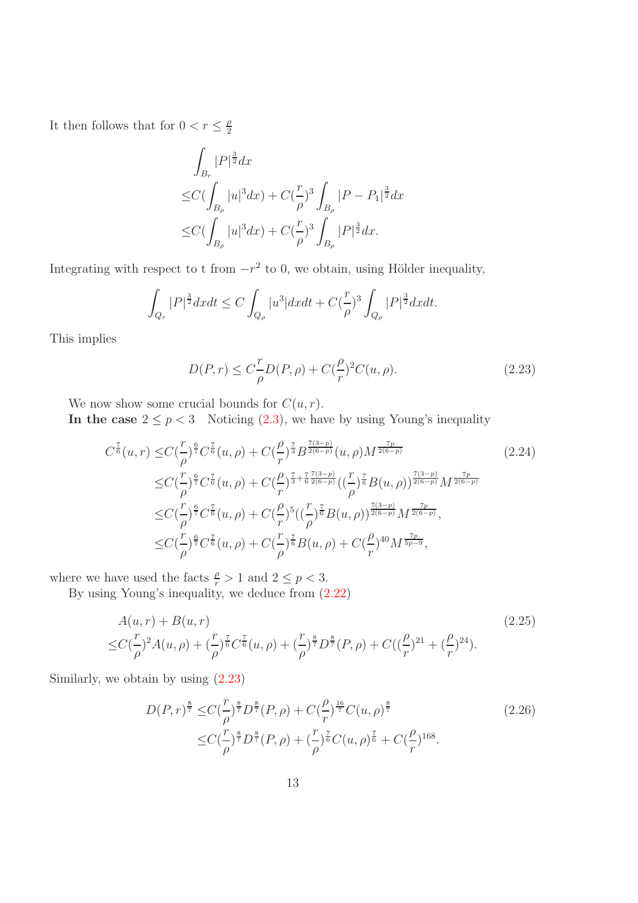It then follows that for $0 < r \leq \frac{\rho}{2}$

$$
\begin{aligned}
&\int_{B_r} |P|^{\frac{3}{2}} dx \\
\leq & C(\int_{B_\rho} |u|^3 dx) + C(\frac{r}{\rho})^3 \int_{B_\rho} |P - P_1|^{\frac{3}{2}} dx \\
\leq & C(\int_{B_\rho} |u|^3 dx) + C(\frac{r}{\rho})^3 \int_{B_\rho} |P|^{\frac{3}{2}} dx.
\end{aligned}
$$

Integrating with respect to t from $-r^2$ to 0, we obtain, using Hölder inequality,

$$
\int_{Q_r} |P|^{\frac{3}{2}} dx dt \leq C \int_{Q_\rho} |u^3| dx dt + C(\frac{r}{\rho})^3 \int_{Q_\rho} |P|^{\frac{3}{2}} dx dt.
$$

This implies

$$
D(P, r) \leq C\frac{r}{\rho} D(P, \rho) + C(\frac{\rho}{r})^2 C(u, \rho). \tag{2.23}
$$

We now show some crucial bounds for $C(u, r)$.

**In the case** $2 \leq p < 3$ Noticing (2.3), we have by using Young's inequality

$$
\begin{aligned}
C^{\frac{7}{6}}(u, r) \leq & C(\frac{r}{\rho})^{\frac{6}{7}} C^{\frac{7}{6}}(u, \rho) + C(\frac{\rho}{r})^{\frac{7}{3}} B^{\frac{7(3-p)}{2(6-p)}}(u, \rho) M^{\frac{7p}{2(6-p)}} \\
\leq & C(\frac{r}{\rho})^{\frac{6}{7}} C^{\frac{7}{6}}(u, \rho) + C(\frac{\rho}{r})^{\frac{7}{3}+\frac{7}{6}\frac{7(3-p)}{2(6-p)}} ((\frac{r}{\rho})^{\frac{7}{6}} B(u, \rho))^{\frac{7(3-p)}{2(6-p)}} M^{\frac{7p}{2(6-p)}} \\
\leq & C(\frac{r}{\rho})^{\frac{6}{7}} C^{\frac{7}{6}}(u, \rho) + C(\frac{\rho}{r})^{5} ((\frac{r}{\rho})^{\frac{7}{6}} B(u, \rho))^{\frac{7(3-p)}{2(6-p)}} M^{\frac{7p}{2(6-p)}}, \\
\leq & C(\frac{r}{\rho})^{\frac{6}{7}} C^{\frac{7}{6}}(u, \rho) + C(\frac{r}{\rho})^{\frac{7}{6}} B(u, \rho) + C(\frac{\rho}{r})^{40} M^{\frac{7p}{5p-9}},
\end{aligned} \tag{2.24}
$$

where we have used the facts $\frac{\rho}{r} > 1$ and $2 \leq p < 3$.

By using Young's inequality, we deduce from (2.22)

$$
\begin{aligned}
& A(u, r) + B(u, r) \\
\leq & C(\frac{r}{\rho})^2 A(u, \rho) + (\frac{r}{\rho})^{\frac{7}{6}} C^{\frac{7}{6}}(u, \rho) + (\frac{r}{\rho})^{\frac{8}{7}} D^{\frac{8}{7}}(P, \rho) + C((\frac{\rho}{r})^{21} + (\frac{\rho}{r})^{24}).
\end{aligned} \tag{2.25}
$$

Similarly, we obtain by using (2.23)

$$
\begin{aligned}
D(P, r)^{\frac{8}{7}} \leq & C(\frac{r}{\rho})^{\frac{8}{7}} D^{\frac{8}{7}}(P, \rho) + C(\frac{\rho}{r})^{\frac{16}{7}} C(u, \rho)^{\frac{8}{7}} \\
\leq & C(\frac{r}{\rho})^{\frac{8}{7}} D^{\frac{8}{7}}(P, \rho) + (\frac{r}{\rho})^{\frac{7}{6}} C(u, \rho)^{\frac{7}{6}} + C(\frac{\rho}{r})^{168}.
\end{aligned} \tag{2.26}
$$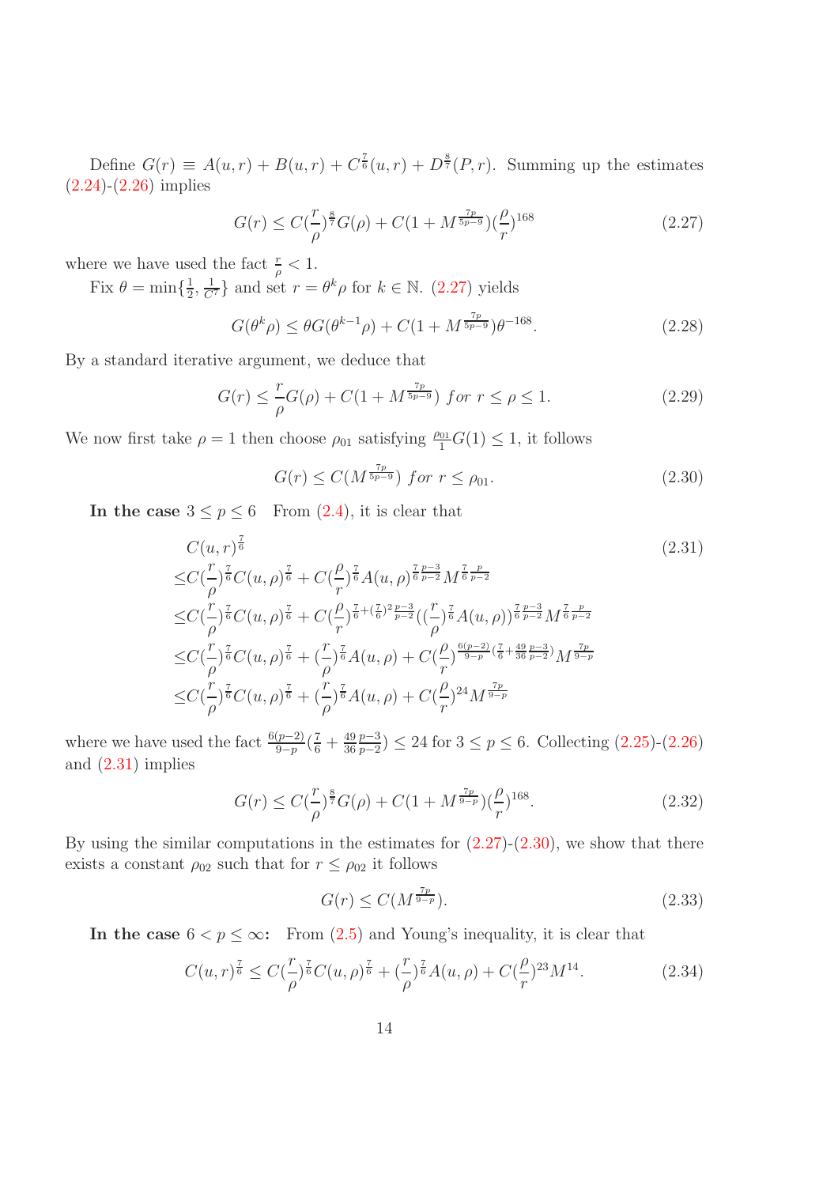Define $G(r) \equiv A(u,r) + B(u,r) + C^{\frac{7}{6}}(u,r) + D^{\frac{8}{7}}(P,r)$. Summing up the estimates (2.24)-(2.26) implies

$$G(r) \leq C(\frac{r}{\rho})^{\frac{8}{7}} G(\rho) + C(1 + M^{\frac{7p}{5p-9}})(\frac{\rho}{r})^{168} \tag{2.27}$$

where we have used the fact $\frac{r}{\rho} < 1$.

Fix $\theta = \min\{\frac{1}{2}, \frac{1}{C^7}\}$ and set $r = \theta^k \rho$ for $k \in \mathbb{N}$. (2.27) yields

$$G(\theta^k \rho) \leq \theta G(\theta^{k-1}\rho) + C(1 + M^{\frac{7p}{5p-9}})\theta^{-168}. \tag{2.28}$$

By a standard iterative argument, we deduce that

$$G(r) \leq \frac{r}{\rho} G(\rho) + C(1 + M^{\frac{7p}{5p-9}}) \ for \ r \leq \rho \leq 1. \tag{2.29}$$

We now first take $\rho = 1$ then choose $\rho_{01}$ satisfying $\frac{\rho_{01}}{1} G(1) \leq 1$, it follows

$$G(r) \leq C(M^{\frac{7p}{5p-9}}) \ for \ r \leq \rho_{01}. \tag{2.30}$$

**In the case** $3 \leq p \leq 6$ From (2.4), it is clear that

$$\begin{aligned}
&C(u,r)^{\frac{7}{6}} \\
\leq & C(\frac{r}{\rho})^{\frac{7}{6}} C(u,\rho)^{\frac{7}{6}} + C(\frac{\rho}{r})^{\frac{7}{6}} A(u,\rho)^{\frac{7}{6}\frac{p-3}{p-2}} M^{\frac{7}{6}\frac{p}{p-2}} \\
\leq & C(\frac{r}{\rho})^{\frac{7}{6}} C(u,\rho)^{\frac{7}{6}} + C(\frac{\rho}{r})^{\frac{7}{6}+(\frac{7}{6})^2\frac{p-3}{p-2}} ((\frac{r}{\rho})^{\frac{7}{6}} A(u,\rho))^{\frac{7}{6}\frac{p-3}{p-2}} M^{\frac{7}{6}\frac{p}{p-2}} \\
\leq & C(\frac{r}{\rho})^{\frac{7}{6}} C(u,\rho)^{\frac{7}{6}} + (\frac{r}{\rho})^{\frac{7}{6}} A(u,\rho) + C(\frac{\rho}{r})^{\frac{6(p-2)}{9-p}(\frac{7}{6}+\frac{49}{36}\frac{p-3}{p-2})} M^{\frac{7p}{9-p}} \\
\leq & C(\frac{r}{\rho})^{\frac{7}{6}} C(u,\rho)^{\frac{7}{6}} + (\frac{r}{\rho})^{\frac{7}{6}} A(u,\rho) + C(\frac{\rho}{r})^{24} M^{\frac{7p}{9-p}}
\end{aligned} \tag{2.31}$$

where we have used the fact $\frac{6(p-2)}{9-p}(\frac{7}{6} + \frac{49}{36}\frac{p-3}{p-2}) \leq 24$ for $3 \leq p \leq 6$. Collecting (2.25)-(2.26) and (2.31) implies

$$G(r) \leq C(\frac{r}{\rho})^{\frac{8}{7}} G(\rho) + C(1 + M^{\frac{7p}{9-p}})(\frac{\rho}{r})^{168}. \tag{2.32}$$

By using the similar computations in the estimates for (2.27)-(2.30), we show that there exists a constant $\rho_{02}$ such that for $r \leq \rho_{02}$ it follows

$$G(r) \leq C(M^{\frac{7p}{9-p}}). \tag{2.33}$$

**In the case** $6 < p \leq \infty$: From (2.5) and Young's inequality, it is clear that

$$C(u,r)^{\frac{7}{6}} \leq C(\frac{r}{\rho})^{\frac{7}{6}} C(u,\rho)^{\frac{7}{6}} + (\frac{r}{\rho})^{\frac{7}{6}} A(u,\rho) + C(\frac{\rho}{r})^{23} M^{14}. \tag{2.34}$$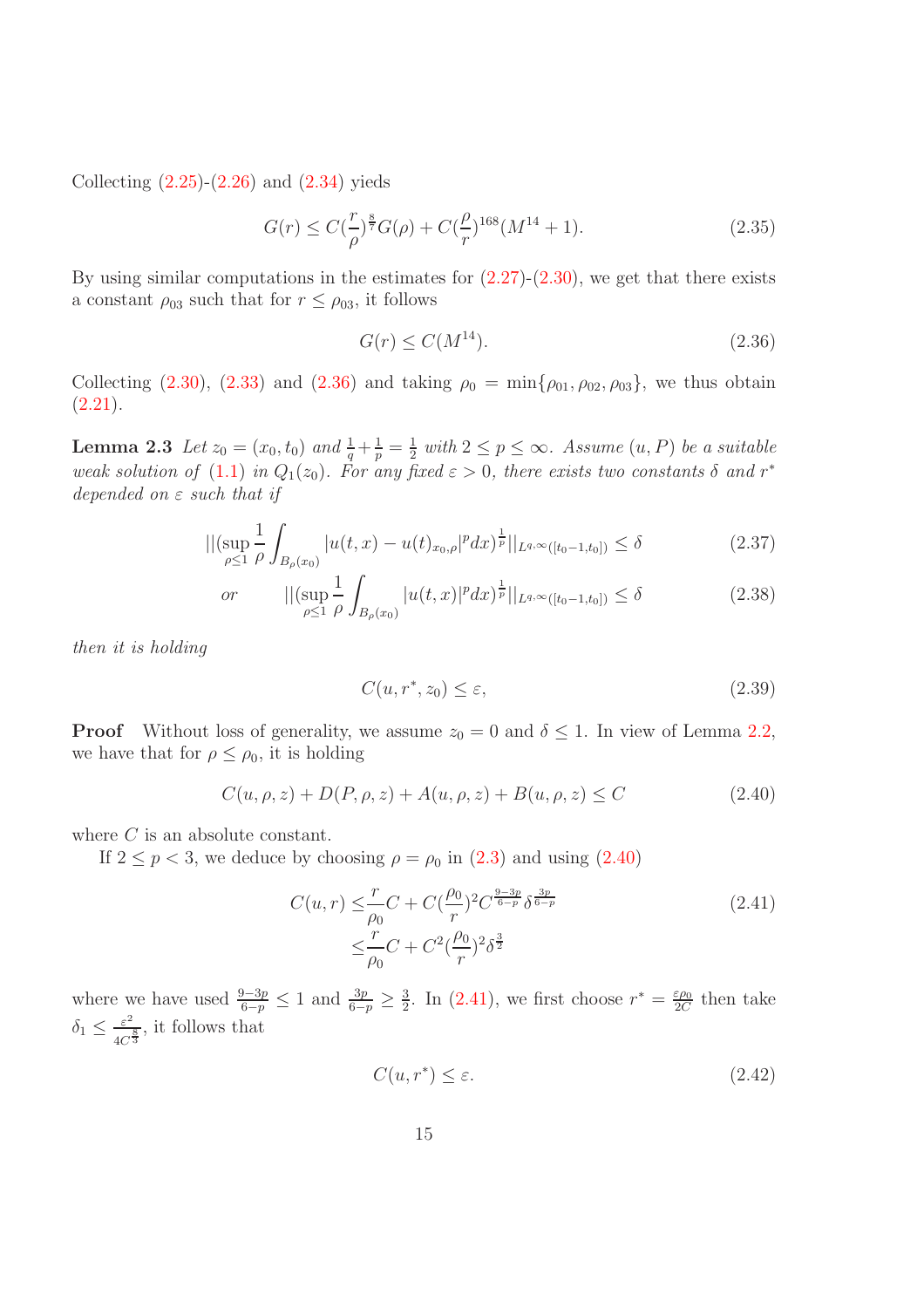Collecting (2.25)-(2.26) and (2.34) yieds

$$
G(r) \leq C(\frac{r}{\rho})^{\frac{8}{7}} G(\rho) + C(\frac{\rho}{r})^{168}(M^{14}+1). \tag{2.35}
$$

By using similar computations in the estimates for (2.27)-(2.30), we get that there exists a constant $\rho_{03}$ such that for $r \leq \rho_{03}$, it follows

$$
G(r) \leq C(M^{14}). \tag{2.36}
$$

Collecting (2.30), (2.33) and (2.36) and taking $\rho_0 = \min\{\rho_{01}, \rho_{02}, \rho_{03}\}$, we thus obtain (2.21).

**Lemma 2.3** *Let $z_0 = (x_0, t_0)$ and $\frac{1}{q} + \frac{1}{p} = \frac{1}{2}$ with $2 \leq p \leq \infty$. Assume $(u, P)$ be a suitable weak solution of (1.1) in $Q_1(z_0)$. For any fixed $\varepsilon > 0$, there exists two constants $\delta$ and $r^*$ depended on $\varepsilon$ such that if*

$$
||(\sup_{\rho \leq 1} \frac{1}{\rho} \int_{B_\rho(x_0)} |u(t,x) - u(t)_{x_0,\rho}|^p dx)^{\frac{1}{p}}||_{L^{q,\infty}([t_0-1,t_0])} \leq \delta \tag{2.37}
$$

$$
\text{or} \qquad ||(\sup_{\rho \leq 1} \frac{1}{\rho} \int_{B_\rho(x_0)} |u(t,x)|^p dx)^{\frac{1}{p}}||_{L^{q,\infty}([t_0-1,t_0])} \leq \delta \tag{2.38}
$$

*then it is holding*

$$
C(u, r^*, z_0) \leq \varepsilon, \tag{2.39}
$$

**Proof** Without loss of generality, we assume $z_0 = 0$ and $\delta \leq 1$. In view of Lemma 2.2, we have that for $\rho \leq \rho_0$, it is holding

$$
C(u, \rho, z) + D(P, \rho, z) + A(u, \rho, z) + B(u, \rho, z) \leq C \tag{2.40}
$$

where $C$ is an absolute constant.

If $2 \leq p < 3$, we deduce by choosing $\rho = \rho_0$ in (2.3) and using (2.40)

$$
\begin{aligned}
C(u, r) \leq & \frac{r}{\rho_0} C + C(\frac{\rho_0}{r})^2 C^{\frac{9-3p}{6-p}} \delta^{\frac{3p}{6-p}} \\
\leq & \frac{r}{\rho_0} C + C^2 (\frac{\rho_0}{r})^2 \delta^{\frac{3}{2}}
\end{aligned} \tag{2.41}
$$

where we have used $\frac{9-3p}{6-p} \leq 1$ and $\frac{3p}{6-p} \geq \frac{3}{2}$. In (2.41), we first choose $r^* = \frac{\varepsilon \rho_0}{2C}$ then take $\delta_1 \leq \frac{\varepsilon^2}{4C^{\frac{8}{3}}}$, it follows that

$$
C(u, r^*) \leq \varepsilon. \tag{2.42}
$$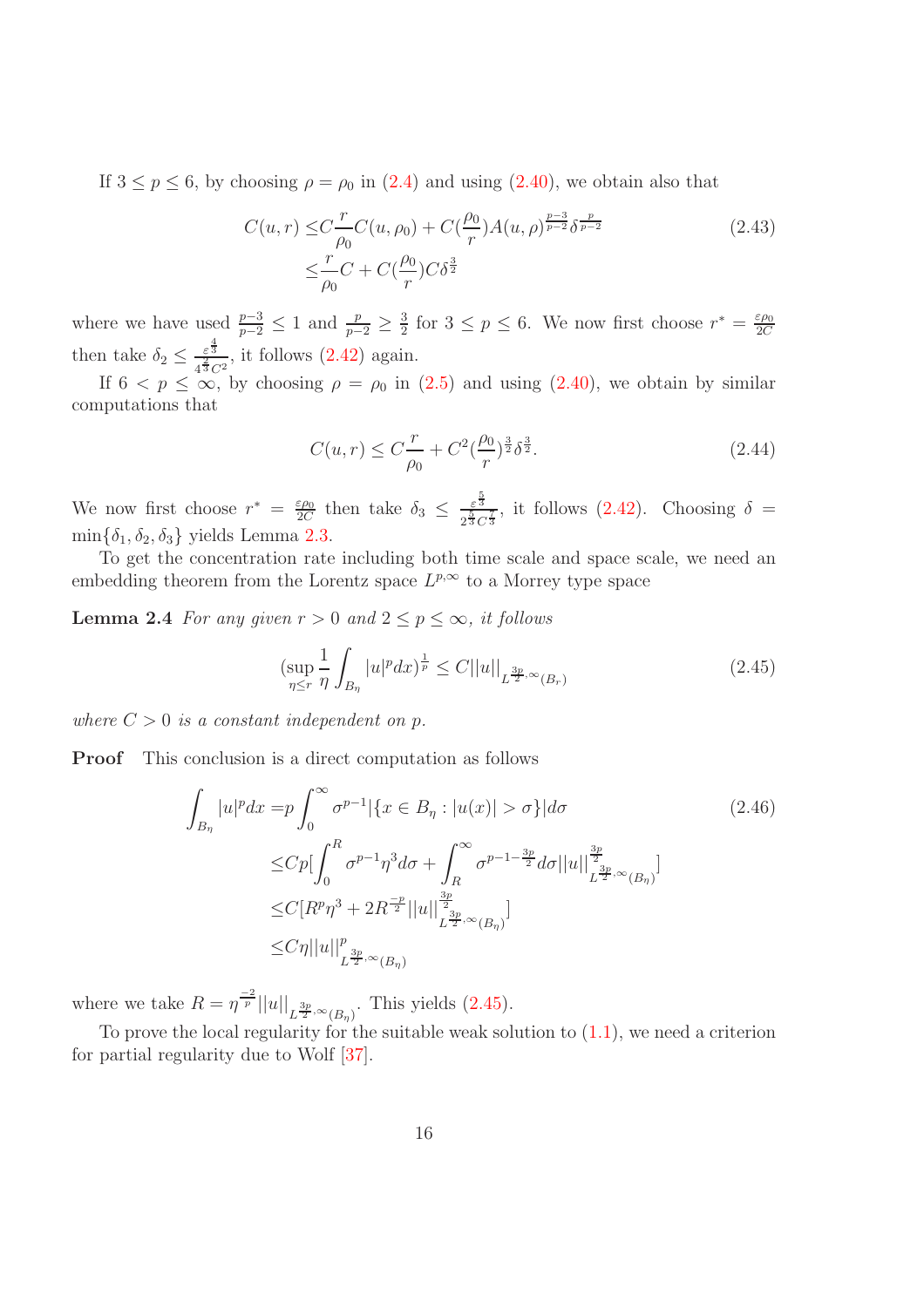If $3 \leq p \leq 6$, by choosing $\rho = \rho_0$ in (2.4) and using (2.40), we obtain also that

$$
\begin{aligned}
C(u,r) \leq & C\frac{r}{\rho_0}C(u,\rho_0) + C(\frac{\rho_0}{r})A(u,\rho)^{\frac{p-3}{p-2}}\delta^{\frac{p}{p-2}} \\
\leq & \frac{r}{\rho_0}C + C(\frac{\rho_0}{r})C\delta^{\frac{3}{2}}
\end{aligned}
\tag{2.43}
$$

where we have used $\frac{p-3}{p-2} \leq 1$ and $\frac{p}{p-2} \geq \frac{3}{2}$ for $3 \leq p \leq 6$. We now first choose $r^* = \frac{\varepsilon\rho_0}{2C}$ then take $\delta_2 \leq \frac{\varepsilon^{\frac{4}{3}}}{4^{\frac{2}{3}}C^2}$, it follows (2.42) again.

If $6 < p \leq \infty$, by choosing $\rho = \rho_0$ in (2.5) and using (2.40), we obtain by similar computations that

$$
C(u,r) \leq C\frac{r}{\rho_0} + C^2(\frac{\rho_0}{r})^{\frac{3}{2}}\delta^{\frac{3}{2}}. \tag{2.44}
$$

We now first choose $r^* = \frac{\varepsilon\rho_0}{2C}$ then take $\delta_3 \leq \frac{\varepsilon^{\frac{5}{3}}}{2^{\frac{5}{3}}C^{\frac{7}{3}}}$, it follows (2.42). Choosing $\delta = \min\{\delta_1, \delta_2, \delta_3\}$ yields Lemma 2.3.

To get the concentration rate including both time scale and space scale, we need an embedding theorem from the Lorentz space $L^{p,\infty}$ to a Morrey type space

**Lemma 2.4** *For any given $r > 0$ and $2 \leq p \leq \infty$, it follows*

$$
(\sup_{\eta \leq r} \frac{1}{\eta}\int_{B_\eta} |u|^p dx)^{\frac{1}{p}} \leq C||u||_{L^{\frac{3p}{2},\infty}(B_r)} \tag{2.45}
$$

*where $C > 0$ is a constant independent on $p$.*

**Proof** This conclusion is a direct computation as follows

$$
\begin{aligned}
\int_{B_\eta} |u|^p dx = & p\int_0^\infty \sigma^{p-1}|\{x \in B_\eta : |u(x)| > \sigma\}|d\sigma \\
\leq & Cp[\int_0^R \sigma^{p-1}\eta^3 d\sigma + \int_R^\infty \sigma^{p-1-\frac{3p}{2}}d\sigma||u||^{\frac{3p}{2}}_{L^{\frac{3p}{2},\infty}(B_\eta)}] \\
\leq & C[R^p\eta^3 + 2R^{\frac{-p}{2}}||u||^{\frac{3p}{2}}_{L^{\frac{3p}{2},\infty}(B_\eta)}] \\
\leq & C\eta||u||^p_{L^{\frac{3p}{2},\infty}(B_\eta)}
\end{aligned}
\tag{2.46}
$$

where we take $R = \eta^{\frac{-2}{p}}||u||_{L^{\frac{3p}{2},\infty}(B_\eta)}$. This yields (2.45).

To prove the local regularity for the suitable weak solution to (1.1), we need a criterion for partial regularity due to Wolf [37].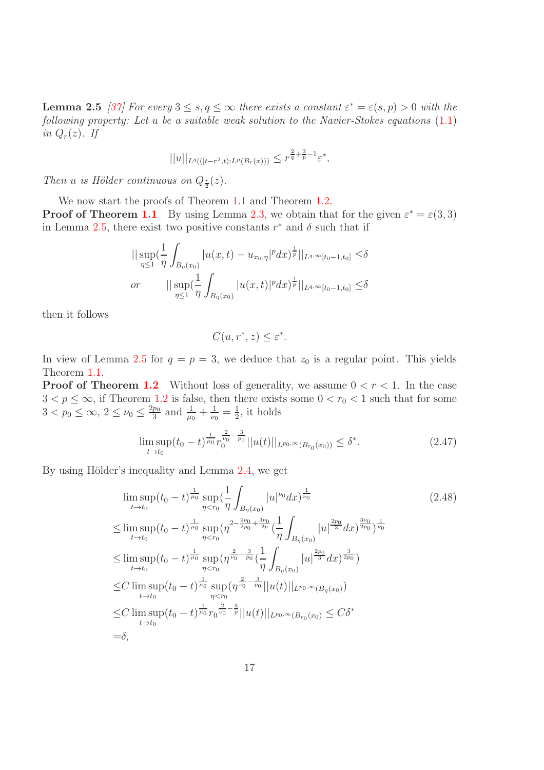**Lemma 2.5** *[37] For every $3 \le s, q \le \infty$ there exists a constant $\varepsilon^* = \varepsilon(s,p) > 0$ with the following property: Let $u$ be a suitable weak solution to the Navier-Stokes equations* (1.1) *in $Q_r(z)$. If*

$$||u||_{L^q(([t-r^2,t);L^p(B_r(x)))} \le r^{\frac{2}{q}+\frac{3}{p}-1}\varepsilon^*,$$

*Then $u$ is Hölder continuous on $Q_{\frac{r}{2}}(z)$.*

We now start the proofs of Theorem 1.1 and Theorem 1.2.

**Proof of Theorem 1.1** By using Lemma 2.3, we obtain that for the given $\varepsilon^* = \varepsilon(3,3)$ in Lemma 2.5, there exist two positive constants $r^*$ and $\delta$ such that if

$$\begin{aligned}
&||\sup_{\eta\le 1}(\frac{1}{\eta}\int_{B_\eta(x_0)}|u(x,t)-u_{x_0,\eta}|^p dx)^{\frac{1}{p}}||_{L^{q,\infty}[t_0-1,t_0]} \le \delta\\
or \qquad &||\sup_{\eta\le 1}(\frac{1}{\eta}\int_{B_\eta(x_0)}|u(x,t)|^p dx)^{\frac{1}{p}}||_{L^{q,\infty}[t_0-1,t_0]} \le \delta
\end{aligned}$$

then it follows

$$C(u,r^*,z) \le \varepsilon^*.$$

In view of Lemma 2.5 for $q=p=3$, we deduce that $z_0$ is a regular point. This yields Theorem 1.1.

**Proof of Theorem 1.2** Without loss of generality, we assume $0<r<1$. In the case $3<p\le\infty$, if Theorem 1.2 is false, then there exists some $0<r_0<1$ such that for some $3<p_0\le\infty$, $2\le\nu_0\le\frac{2p_0}{3}$ and $\frac{1}{\mu_0}+\frac{1}{\nu_0}=\frac{1}{2}$, it holds

$$\limsup_{t\to t_0}(t_0-t)^{\frac{1}{\mu_0}} r_0^{\frac{2}{\nu_0}-\frac{3}{p_0}}||u(t)||_{L^{p_0,\infty}(B_{r_0}(x_0))} \le \delta^*. \tag{2.47}$$

By using Hölder's inequality and Lemma 2.4, we get

$$\begin{aligned}
&\limsup_{t\to t_0}(t_0-t)^{\frac{1}{\mu_0}}\sup_{\eta<r_0}(\frac{1}{\eta}\int_{B_\eta(x_0)}|u|^{\nu_0}dx)^{\frac{1}{\nu_0}} \qquad (2.48)\\
\le&\limsup_{t\to t_0}(t_0-t)^{\frac{1}{\mu_0}}\sup_{\eta<r_0}(\eta^{2-\frac{9\nu_0}{2p_0}+\frac{3\nu_0}{2p}}(\frac{1}{\eta}\int_{B_\eta(x_0)}|u|^{\frac{2p_0}{3}}dx)^{\frac{3\nu_0}{2p_0}})^{\frac{1}{\nu_0}}\\
\le&\limsup_{t\to t_0}(t_0-t)^{\frac{1}{\mu_0}}\sup_{\eta<r_0}(\eta^{\frac{2}{\nu_0}-\frac{3}{p_0}}(\frac{1}{\eta}\int_{B_\eta(x_0)}|u|^{\frac{2p_0}{3}}dx)^{\frac{3}{2p_0}})\\
\le&C\limsup_{t\to t_0}(t_0-t)^{\frac{1}{\mu_0}}\sup_{\eta<r_0}(\eta^{\frac{2}{\nu_0}-\frac{3}{p_0}}||u(t)||_{L^{p_0,\infty}(B_\eta(x_0))})\\
\le&C\limsup_{t\to t_0}(t_0-t)^{\frac{1}{\mu_0}}r_0^{\frac{2}{\nu_0}-\frac{3}{p}}||u(t)||_{L^{p_0,\infty}(B_{r_0}(x_0))} \le C\delta^*\\
=&\delta,
\end{aligned}$$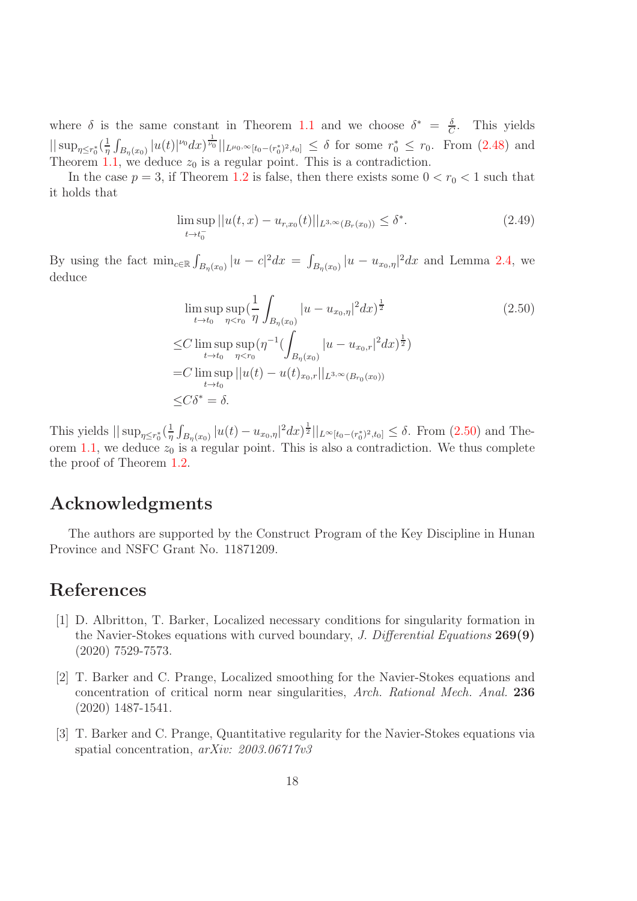where $\delta$ is the same constant in Theorem 1.1 and we choose $\delta^* = \frac{\delta}{C}$. This yields $||\sup_{\eta\leq r_0^*}(\frac{1}{\eta}\int_{B_\eta(x_0)}|u(t)|^{\nu_0}dx)^{\frac{1}{\nu_0}}||_{L^{\mu_0,\infty}[t_0-(r_0^*)^2,t_0]} \leq \delta$ for some $r_0^* \leq r_0$. From (2.48) and Theorem 1.1, we deduce $z_0$ is a regular point. This is a contradiction.

In the case $p = 3$, if Theorem 1.2 is false, then there exists some $0 < r_0 < 1$ such that it holds that

$$
\limsup_{t\to t_0^-}||u(t,x) - u_{r,x_0}(t)||_{L^{3,\infty}(B_r(x_0))} \leq \delta^*. \tag{2.49}
$$

By using the fact $\min_{c\in\mathbb{R}}\int_{B_\eta(x_0)}|u-c|^2dx = \int_{B_\eta(x_0)}|u-u_{x_0,\eta}|^2dx$ and Lemma 2.4, we deduce

$$
\begin{aligned}
&\limsup_{t\to t_0}\sup_{\eta<r_0}(\frac{1}{\eta}\int_{B_\eta(x_0)}|u-u_{x_0,\eta}|^2dx)^{\frac{1}{2}} \\
\leq & C\limsup_{t\to t_0}\sup_{\eta<r_0}(\eta^{-1}(\int_{B_\eta(x_0)}|u-u_{x_0,r}|^2dx)^{\frac{1}{2}}) \\
= & C\limsup_{t\to t_0}||u(t)-u(t)_{x_0,r}||_{L^{3,\infty}(B_{r_0}(x_0))} \\
\leq & C\delta^* = \delta.
\end{aligned} \tag{2.50}
$$

This yields $||\sup_{\eta\leq r_0^*}(\frac{1}{\eta}\int_{B_\eta(x_0)}|u(t)-u_{x_0,\eta}|^2dx)^{\frac{1}{2}}||_{L^\infty[t_0-(r_0^*)^2,t_0]} \leq \delta$. From (2.50) and Theorem 1.1, we deduce $z_0$ is a regular point. This is also a contradiction. We thus complete the proof of Theorem 1.2.

## Acknowledgments

The authors are supported by the Construct Program of the Key Discipline in Hunan Province and NSFC Grant No. 11871209.

## References

[1] D. Albritton, T. Barker, Localized necessary conditions for singularity formation in the Navier-Stokes equations with curved boundary, *J. Differential Equations* **269(9)** (2020) 7529-7573.

[2] T. Barker and C. Prange, Localized smoothing for the Navier-Stokes equations and concentration of critical norm near singularities, *Arch. Rational Mech. Anal.* **236** (2020) 1487-1541.

[3] T. Barker and C. Prange, Quantitative regularity for the Navier-Stokes equations via spatial concentration, *arXiv: 2003.06717v3*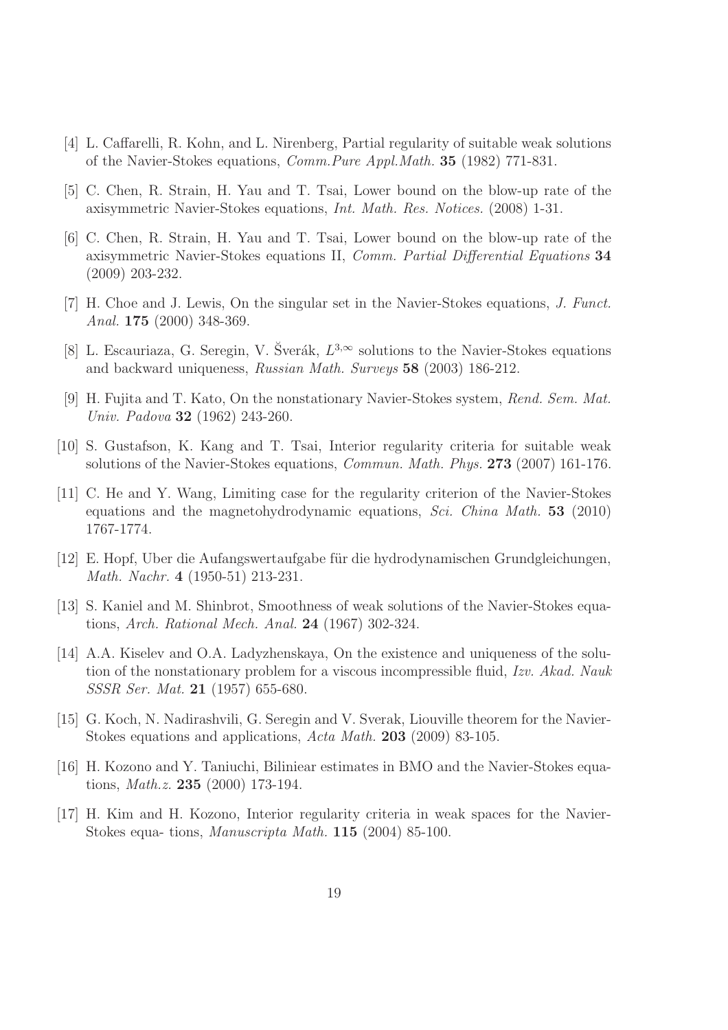[4] L. Caffarelli, R. Kohn, and L. Nirenberg, Partial regularity of suitable weak solutions of the Navier-Stokes equations, *Comm.Pure Appl.Math.* **35** (1982) 771-831.

[5] C. Chen, R. Strain, H. Yau and T. Tsai, Lower bound on the blow-up rate of the axisymmetric Navier-Stokes equations, *Int. Math. Res. Notices.* (2008) 1-31.

[6] C. Chen, R. Strain, H. Yau and T. Tsai, Lower bound on the blow-up rate of the axisymmetric Navier-Stokes equations II, *Comm. Partial Differential Equations* **34** (2009) 203-232.

[7] H. Choe and J. Lewis, On the singular set in the Navier-Stokes equations, *J. Funct. Anal.* **175** (2000) 348-369.

[8] L. Escauriaza, G. Seregin, V. Šverák, $L^{3,\infty}$ solutions to the Navier-Stokes equations and backward uniqueness, *Russian Math. Surveys* **58** (2003) 186-212.

[9] H. Fujita and T. Kato, On the nonstationary Navier-Stokes system, *Rend. Sem. Mat. Univ. Padova* **32** (1962) 243-260.

[10] S. Gustafson, K. Kang and T. Tsai, Interior regularity criteria for suitable weak solutions of the Navier-Stokes equations, *Commun. Math. Phys.* **273** (2007) 161-176.

[11] C. He and Y. Wang, Limiting case for the regularity criterion of the Navier-Stokes equations and the magnetohydrodynamic equations, *Sci. China Math.* **53** (2010) 1767-1774.

[12] E. Hopf, Uber die Aufangswertaufgabe für die hydrodynamischen Grundgleichungen, *Math. Nachr.* **4** (1950-51) 213-231.

[13] S. Kaniel and M. Shinbrot, Smoothness of weak solutions of the Navier-Stokes equations, *Arch. Rational Mech. Anal.* **24** (1967) 302-324.

[14] A.A. Kiselev and O.A. Ladyzhenskaya, On the existence and uniqueness of the solution of the nonstationary problem for a viscous incompressible fluid, *Izv. Akad. Nauk SSSR Ser. Mat.* **21** (1957) 655-680.

[15] G. Koch, N. Nadirashvili, G. Seregin and V. Sverak, Liouville theorem for the Navier-Stokes equations and applications, *Acta Math.* **203** (2009) 83-105.

[16] H. Kozono and Y. Taniuchi, Biliniear estimates in BMO and the Navier-Stokes equations, *Math.z.* **235** (2000) 173-194.

[17] H. Kim and H. Kozono, Interior regularity criteria in weak spaces for the Navier-Stokes equa- tions, *Manuscripta Math.* **115** (2004) 85-100.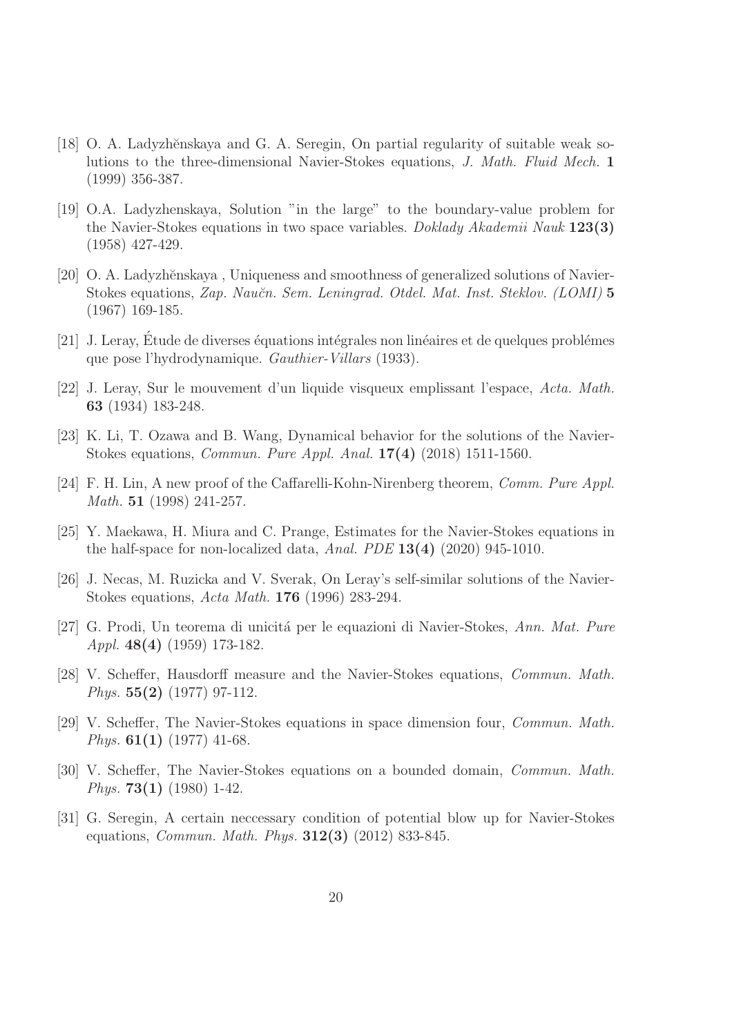[18] O. A. Ladyzhěnskaya and G. A. Seregin, On partial regularity of suitable weak solutions to the three-dimensional Navier-Stokes equations, *J. Math. Fluid Mech.* **1** (1999) 356-387.

[19] O.A. Ladyzhenskaya, Solution "in the large" to the boundary-value problem for the Navier-Stokes equations in two space variables. *Doklady Akademii Nauk* **123(3)** (1958) 427-429.

[20] O. A. Ladyzhěnskaya , Uniqueness and smoothness of generalized solutions of Navier-Stokes equations, *Zap. Naučn. Sem. Leningrad. Otdel. Mat. Inst. Steklov. (LOMI)* **5** (1967) 169-185.

[21] J. Leray, Étude de diverses équations intégrales non linéaires et de quelques problémes que pose l'hydrodynamique. *Gauthier-Villars* (1933).

[22] J. Leray, Sur le mouvement d'un liquide visqueux emplissant l'espace, *Acta. Math.* **63** (1934) 183-248.

[23] K. Li, T. Ozawa and B. Wang, Dynamical behavior for the solutions of the Navier-Stokes equations, *Commun. Pure Appl. Anal.* **17(4)** (2018) 1511-1560.

[24] F. H. Lin, A new proof of the Caffarelli-Kohn-Nirenberg theorem, *Comm. Pure Appl. Math.* **51** (1998) 241-257.

[25] Y. Maekawa, H. Miura and C. Prange, Estimates for the Navier-Stokes equations in the half-space for non-localized data, *Anal. PDE* **13(4)** (2020) 945-1010.

[26] J. Necas, M. Ruzicka and V. Sverak, On Leray's self-similar solutions of the Navier-Stokes equations, *Acta Math.* **176** (1996) 283-294.

[27] G. Prodi, Un teorema di unicitá per le equazioni di Navier-Stokes, *Ann. Mat. Pure Appl.* **48(4)** (1959) 173-182.

[28] V. Scheffer, Hausdorff measure and the Navier-Stokes equations, *Commun. Math. Phys.* **55(2)** (1977) 97-112.

[29] V. Scheffer, The Navier-Stokes equations in space dimension four, *Commun. Math. Phys.* **61(1)** (1977) 41-68.

[30] V. Scheffer, The Navier-Stokes equations on a bounded domain, *Commun. Math. Phys.* **73(1)** (1980) 1-42.

[31] G. Seregin, A certain neccessary condition of potential blow up for Navier-Stokes equations, *Commun. Math. Phys.* **312(3)** (2012) 833-845.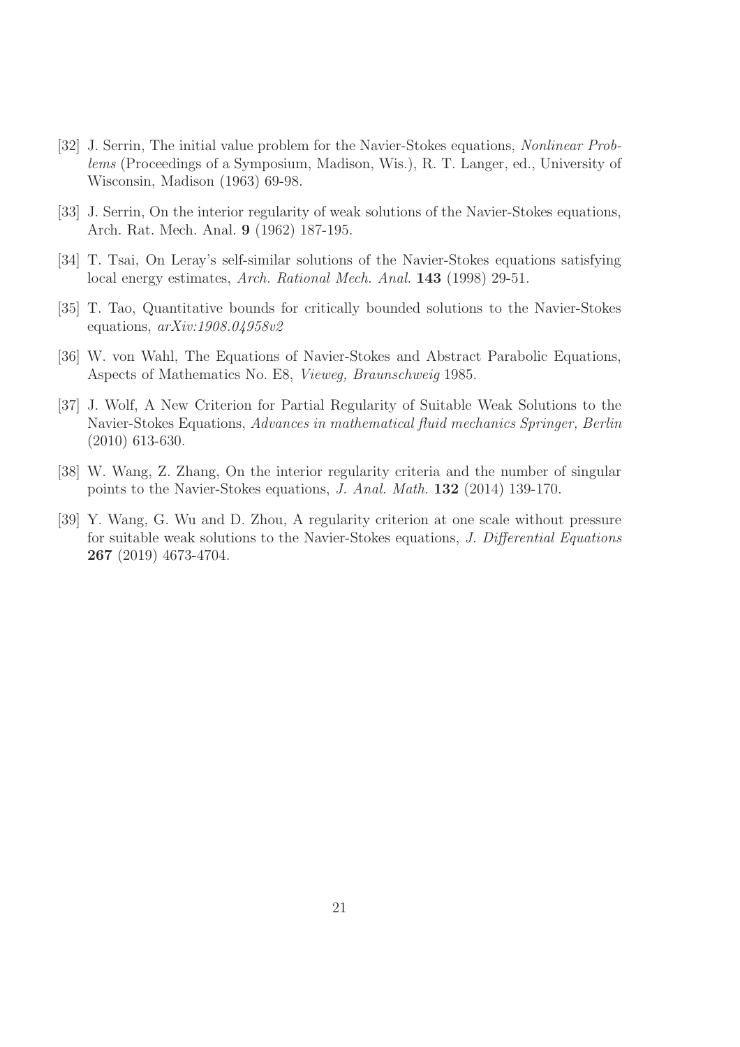[32] J. Serrin, The initial value problem for the Navier-Stokes equations, *Nonlinear Problems* (Proceedings of a Symposium, Madison, Wis.), R. T. Langer, ed., University of Wisconsin, Madison (1963) 69-98.

[33] J. Serrin, On the interior regularity of weak solutions of the Navier-Stokes equations, Arch. Rat. Mech. Anal. **9** (1962) 187-195.

[34] T. Tsai, On Leray's self-similar solutions of the Navier-Stokes equations satisfying local energy estimates, *Arch. Rational Mech. Anal.* **143** (1998) 29-51.

[35] T. Tao, Quantitative bounds for critically bounded solutions to the Navier-Stokes equations, *arXiv:1908.04958v2*

[36] W. von Wahl, The Equations of Navier-Stokes and Abstract Parabolic Equations, Aspects of Mathematics No. E8, *Vieweg, Braunschweig* 1985.

[37] J. Wolf, A New Criterion for Partial Regularity of Suitable Weak Solutions to the Navier-Stokes Equations, *Advances in mathematical fluid mechanics Springer, Berlin* (2010) 613-630.

[38] W. Wang, Z. Zhang, On the interior regularity criteria and the number of singular points to the Navier-Stokes equations, *J. Anal. Math.* **132** (2014) 139-170.

[39] Y. Wang, G. Wu and D. Zhou, A regularity criterion at one scale without pressure for suitable weak solutions to the Navier-Stokes equations, *J. Differential Equations* **267** (2019) 4673-4704.